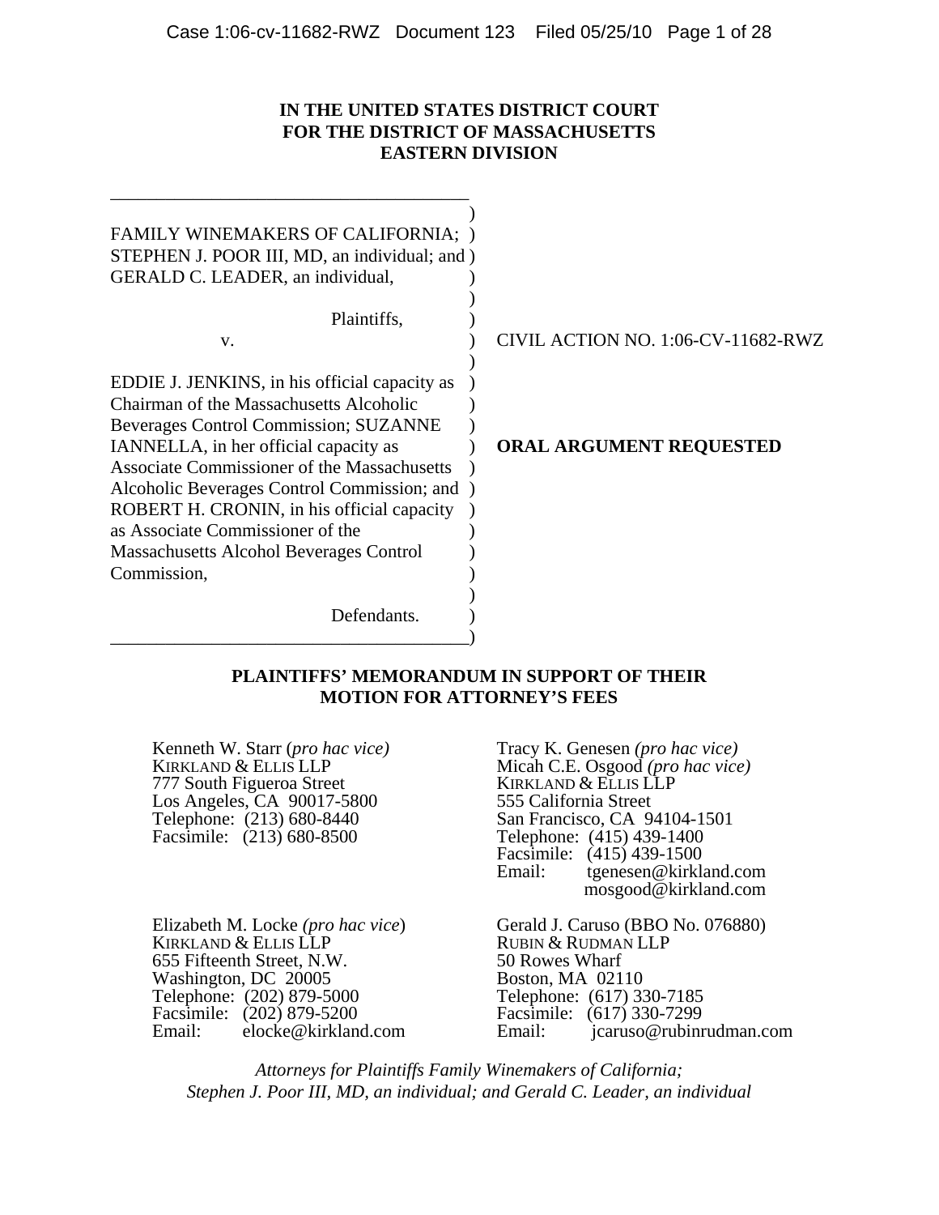**IN THE UNITED STATES DISTRICT COURT**
**FOR THE DISTRICT OF MASSACHUSETTS**
**EASTERN DIVISION**

FAMILY WINEMAKERS OF CALIFORNIA; STEPHEN J. POOR III, MD, an individual; and GERALD C. LEADER, an individual,

Plaintiffs,

v.

EDDIE J. JENKINS, in his official capacity as Chairman of the Massachusetts Alcoholic Beverages Control Commission; SUZANNE IANNELLA, in her official capacity as Associate Commissioner of the Massachusetts Alcoholic Beverages Control Commission; and ROBERT H. CRONIN, in his official capacity as Associate Commissioner of the Massachusetts Alcohol Beverages Control Commission,

Defendants.

CIVIL ACTION NO. 1:06-CV-11682-RWZ

**ORAL ARGUMENT REQUESTED**

**PLAINTIFFS' MEMORANDUM IN SUPPORT OF THEIR MOTION FOR ATTORNEY'S FEES**

Kenneth W. Starr (*pro hac vice)*
KIRKLAND & ELLIS LLP
777 South Figueroa Street
Los Angeles, CA 90017-5800
Telephone: (213) 680-8440
Facsimile: (213) 680-8500

Tracy K. Genesen *(pro hac vice)*
Micah C.E. Osgood *(pro hac vice)*
KIRKLAND & ELLIS LLP
555 California Street
San Francisco, CA 94104-1501
Telephone: (415) 439-1400
Facsimile: (415) 439-1500
Email: tgenesen@kirkland.com
mosgood@kirkland.com

Elizabeth M. Locke *(pro hac vice*)
KIRKLAND & ELLIS LLP
655 Fifteenth Street, N.W.
Washington, DC 20005
Telephone: (202) 879-5000
Facsimile: (202) 879-5200
Email: elocke@kirkland.com

Gerald J. Caruso (BBO No. 076880)
RUBIN & RUDMAN LLP
50 Rowes Wharf
Boston, MA 02110
Telephone: (617) 330-7185
Facsimile: (617) 330-7299
Email: jcaruso@rubinrudman.com

*Attorneys for Plaintiffs Family Winemakers of California; Stephen J. Poor III, MD, an individual; and Gerald C. Leader, an individual*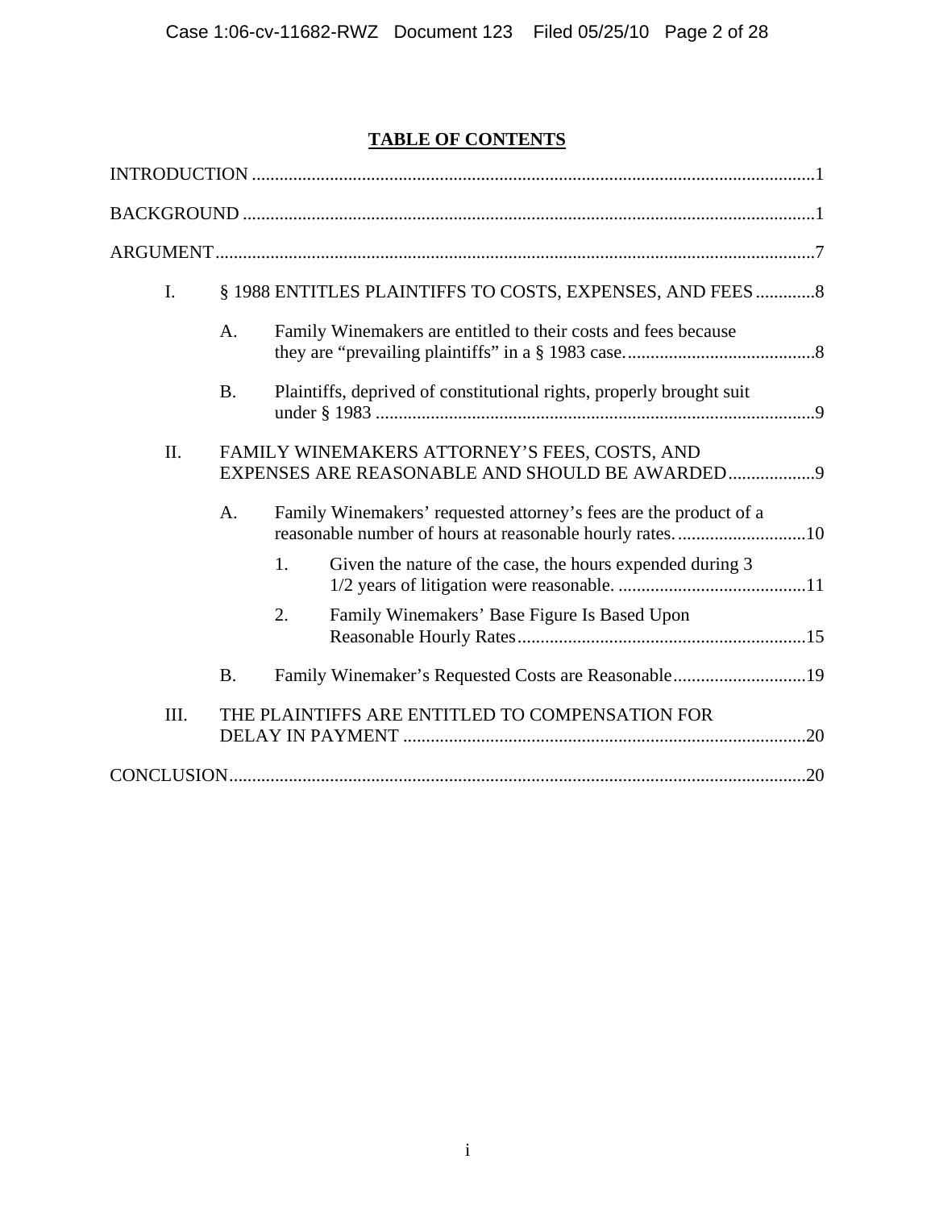## TABLE OF CONTENTS

INTRODUCTION ..........................................................................................................................1

BACKGROUND ...........................................................................................................................1

ARGUMENT..................................................................................................................................7

- I. § 1988 ENTITLES PLAINTIFFS TO COSTS, EXPENSES, AND FEES .............8
  - A. Family Winemakers are entitled to their costs and fees because they are "prevailing plaintiffs" in a § 1983 case. ..........................................8
  - B. Plaintiffs, deprived of constitutional rights, properly brought suit under § 1983 ................................................................................................9
- II. FAMILY WINEMAKERS ATTORNEY'S FEES, COSTS, AND EXPENSES ARE REASONABLE AND SHOULD BE AWARDED...................9
  - A. Family Winemakers' requested attorney's fees are the product of a reasonable number of hours at reasonable hourly rates. ............................10
    - 1. Given the nature of the case, the hours expended during 3 1/2 years of litigation were reasonable. .........................................11
    - 2. Family Winemakers' Base Figure Is Based Upon Reasonable Hourly Rates...............................................................15
  - B. Family Winemaker's Requested Costs are Reasonable.............................19
- III. THE PLAINTIFFS ARE ENTITLED TO COMPENSATION FOR DELAY IN PAYMENT .......................................................................................20

CONCLUSION.............................................................................................................................20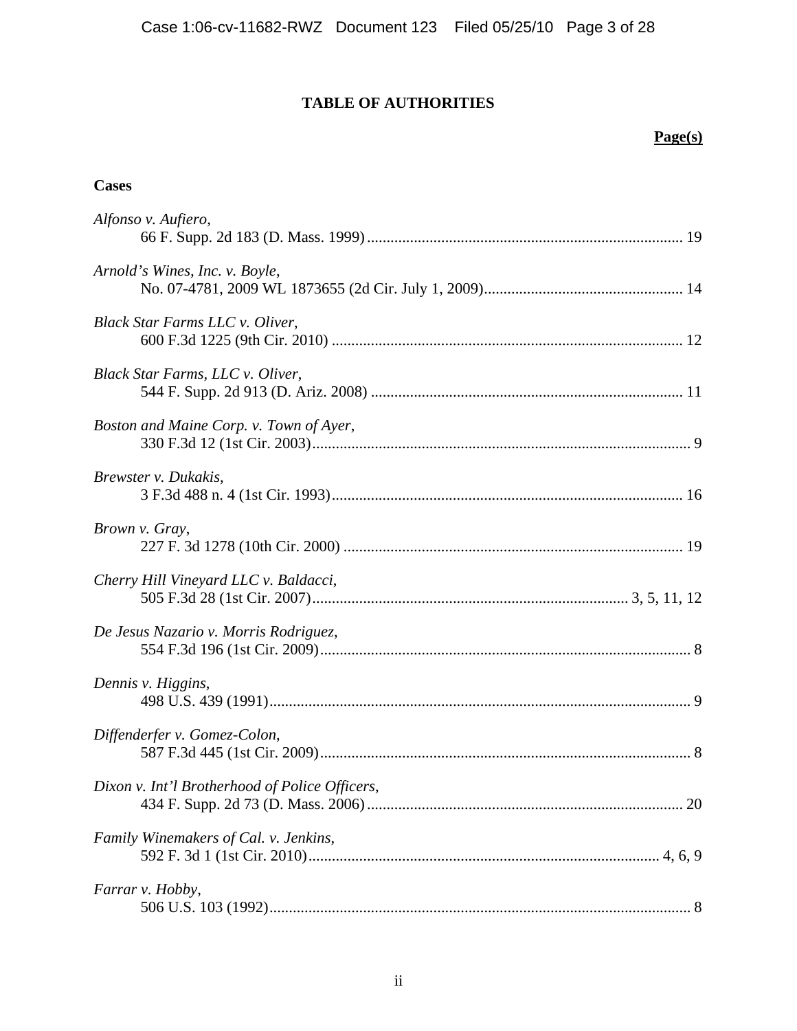# TABLE OF AUTHORITIES

**Page(s)**

**Cases**

*Alfonso v. Aufiero*,
66 F. Supp. 2d 183 (D. Mass. 1999) ........................................................................ 19

*Arnold's Wines, Inc. v. Boyle*,
No. 07-4781, 2009 WL 1873655 (2d Cir. July 1, 2009)............................................ 14

*Black Star Farms LLC v. Oliver*,
600 F.3d 1225 (9th Cir. 2010) .................................................................................. 12

*Black Star Farms, LLC v. Oliver*,
544 F. Supp. 2d 913 (D. Ariz. 2008) ........................................................................ 11

*Boston and Maine Corp. v. Town of Ayer*,
330 F.3d 12 (1st Cir. 2003)........................................................................................ 9

*Brewster v. Dukakis*,
3 F.3d 488 n. 4 (1st Cir. 1993).................................................................................. 16

*Brown v. Gray*,
227 F. 3d 1278 (10th Cir. 2000) ............................................................................... 19

*Cherry Hill Vineyard LLC v. Baldacci*,
505 F.3d 28 (1st Cir. 2007)........................................................................ 3, 5, 11, 12

*De Jesus Nazario v. Morris Rodriguez*,
554 F.3d 196 (1st Cir. 2009)....................................................................................... 8

*Dennis v. Higgins*,
498 U.S. 439 (1991).................................................................................................... 9

*Diffenderfer v. Gomez-Colon*,
587 F.3d 445 (1st Cir. 2009)....................................................................................... 8

*Dixon v. Int'l Brotherhood of Police Officers*,
434 F. Supp. 2d 73 (D. Mass. 2006) ........................................................................ 20

*Family Winemakers of Cal. v. Jenkins*,
592 F. 3d 1 (1st Cir. 2010).................................................................................. 4, 6, 9

*Farrar v. Hobby*,
506 U.S. 103 (1992).................................................................................................... 8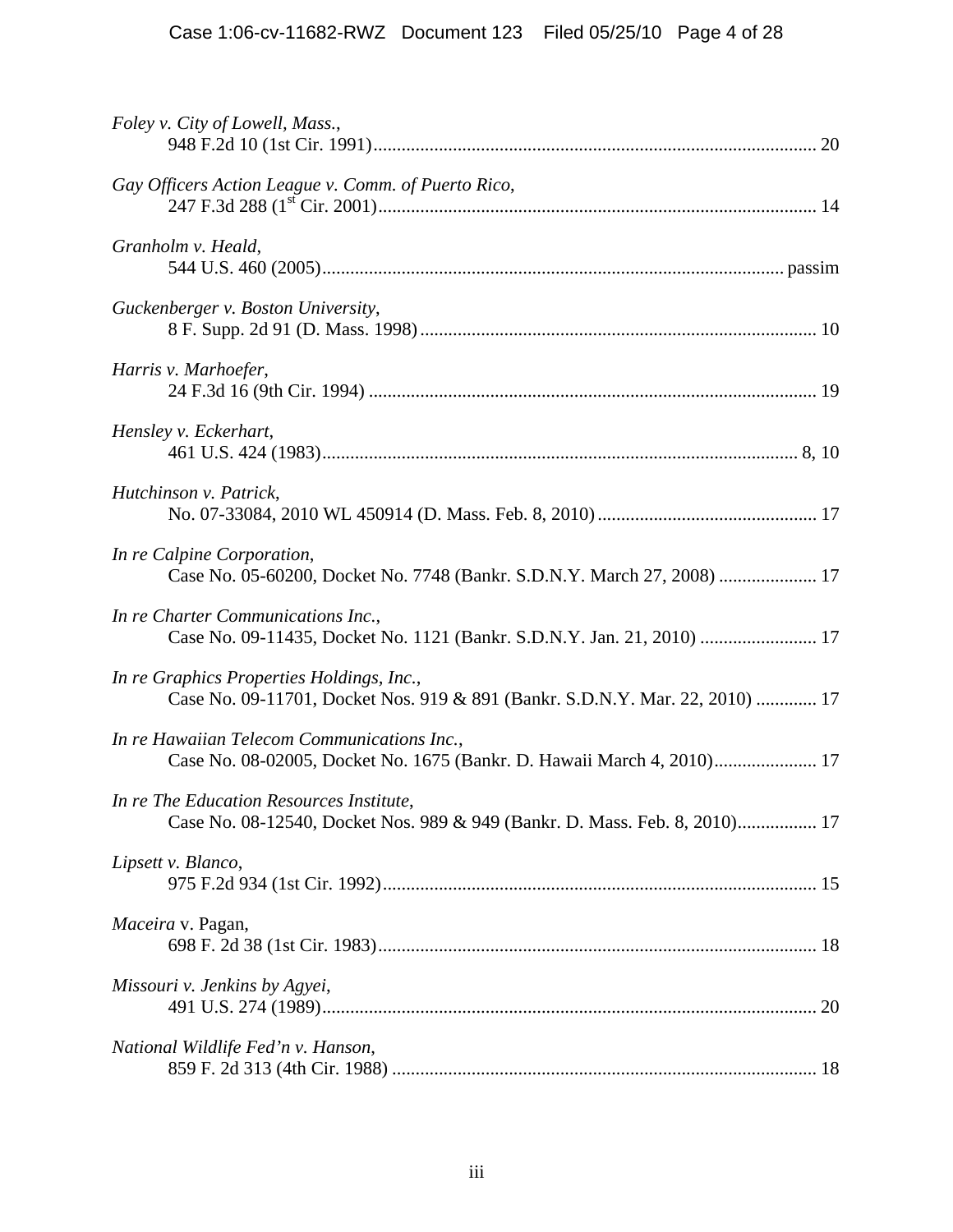*Foley v. City of Lowell, Mass.*,
948 F.2d 10 (1st Cir. 1991) .......... 20

*Gay Officers Action League v. Comm. of Puerto Rico*,
247 F.3d 288 (1st Cir. 2001) .......... 14

*Granholm v. Heald*,
544 U.S. 460 (2005) .......... passim

*Guckenberger v. Boston University*,
8 F. Supp. 2d 91 (D. Mass. 1998) .......... 10

*Harris v. Marhoefer*,
24 F.3d 16 (9th Cir. 1994) .......... 19

*Hensley v. Eckerhart*,
461 U.S. 424 (1983) .......... 8, 10

*Hutchinson v. Patrick*,
No. 07-33084, 2010 WL 450914 (D. Mass. Feb. 8, 2010) .......... 17

*In re Calpine Corporation*,
Case No. 05-60200, Docket No. 7748 (Bankr. S.D.N.Y. March 27, 2008) .......... 17

*In re Charter Communications Inc.*,
Case No. 09-11435, Docket No. 1121 (Bankr. S.D.N.Y. Jan. 21, 2010) .......... 17

*In re Graphics Properties Holdings, Inc.*,
Case No. 09-11701, Docket Nos. 919 & 891 (Bankr. S.D.N.Y. Mar. 22, 2010) .......... 17

*In re Hawaiian Telecom Communications Inc.*,
Case No. 08-02005, Docket No. 1675 (Bankr. D. Hawaii March 4, 2010) .......... 17

*In re The Education Resources Institute*,
Case No. 08-12540, Docket Nos. 989 & 949 (Bankr. D. Mass. Feb. 8, 2010) .......... 17

*Lipsett v. Blanco*,
975 F.2d 934 (1st Cir. 1992) .......... 15

*Maceira* v. Pagan,
698 F. 2d 38 (1st Cir. 1983) .......... 18

*Missouri v. Jenkins by Agyei*,
491 U.S. 274 (1989) .......... 20

*National Wildlife Fed'n v. Hanson*,
859 F. 2d 313 (4th Cir. 1988) .......... 18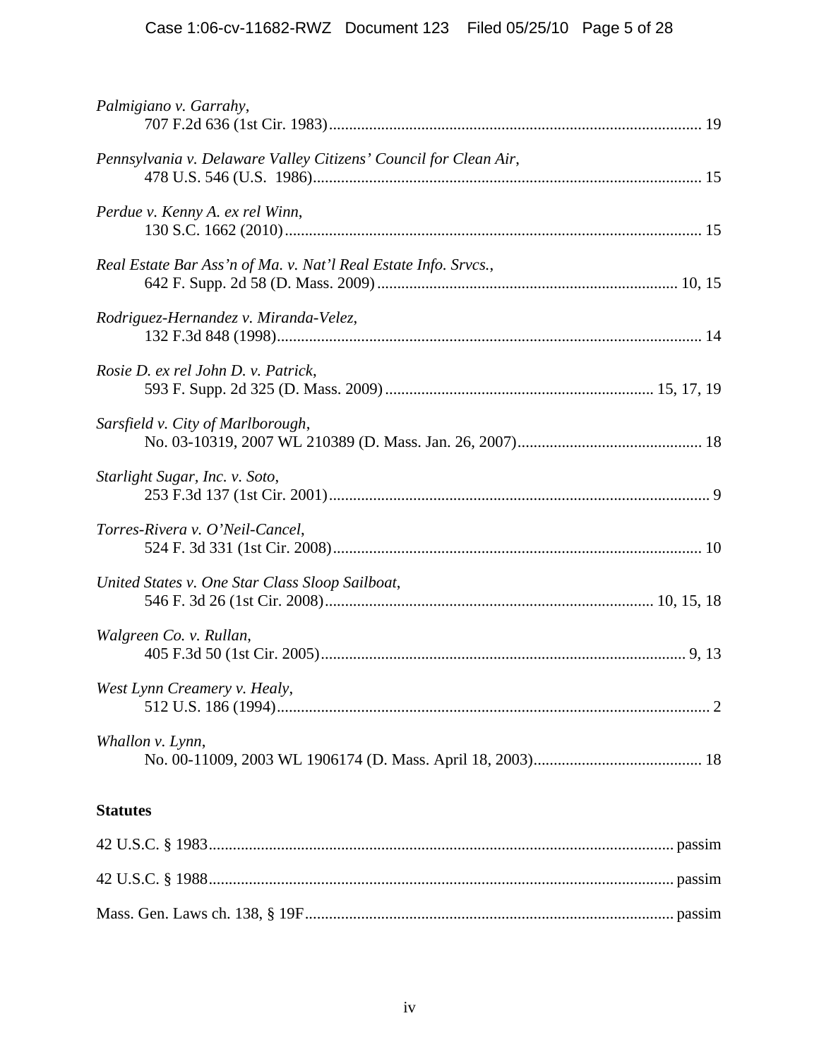*Palmigiano v. Garrahy*,
707 F.2d 636 (1st Cir. 1983) ........................................................................................... 19

*Pennsylvania v. Delaware Valley Citizens' Council for Clean Air*,
478 U.S. 546 (U.S. 1986) ............................................................................................... 15

*Perdue v. Kenny A. ex rel Winn*,
130 S.C. 1662 (2010) ...................................................................................................... 15

*Real Estate Bar Ass'n of Ma. v. Nat'l Real Estate Info. Srvcs.*,
642 F. Supp. 2d 58 (D. Mass. 2009) ......................................................................... 10, 15

*Rodriguez-Hernandez v. Miranda-Velez*,
132 F.3d 848 (1998) ........................................................................................................ 14

*Rosie D. ex rel John D. v. Patrick*,
593 F. Supp. 2d 325 (D. Mass. 2009) ................................................................. 15, 17, 19

*Sarsfield v. City of Marlborough*,
No. 03-10319, 2007 WL 210389 (D. Mass. Jan. 26, 2007) ............................................. 18

*Starlight Sugar, Inc. v. Soto*,
253 F.3d 137 (1st Cir. 2001) ............................................................................................. 9

*Torres-Rivera v. O'Neil-Cancel*,
524 F. 3d 331 (1st Cir. 2008) ........................................................................................... 10

*United States v. One Star Class Sloop Sailboat*,
546 F. 3d 26 (1st Cir. 2008) ................................................................................ 10, 15, 18

*Walgreen Co. v. Rullan*,
405 F.3d 50 (1st Cir. 2005) .......................................................................................... 9, 13

*West Lynn Creamery v. Healy*,
512 U.S. 186 (1994) .......................................................................................................... 2

*Whallon v. Lynn*,
No. 00-11009, 2003 WL 1906174 (D. Mass. April 18, 2003) ......................................... 18

**Statutes**

42 U.S.C. § 1983 .................................................................................................... passim

42 U.S.C. § 1988 .................................................................................................... passim

Mass. Gen. Laws ch. 138, § 19F ............................................................................. passim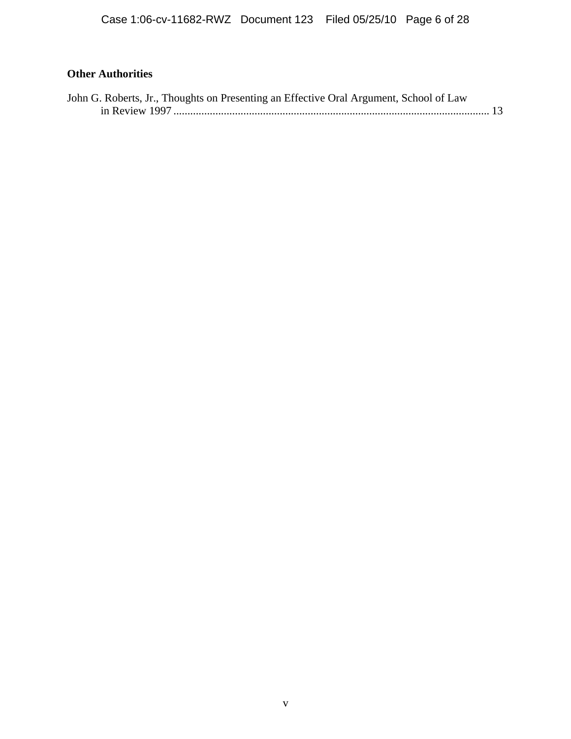**Other Authorities**

John G. Roberts, Jr., Thoughts on Presenting an Effective Oral Argument, School of Law in Review 1997 ................................................................................................................... 13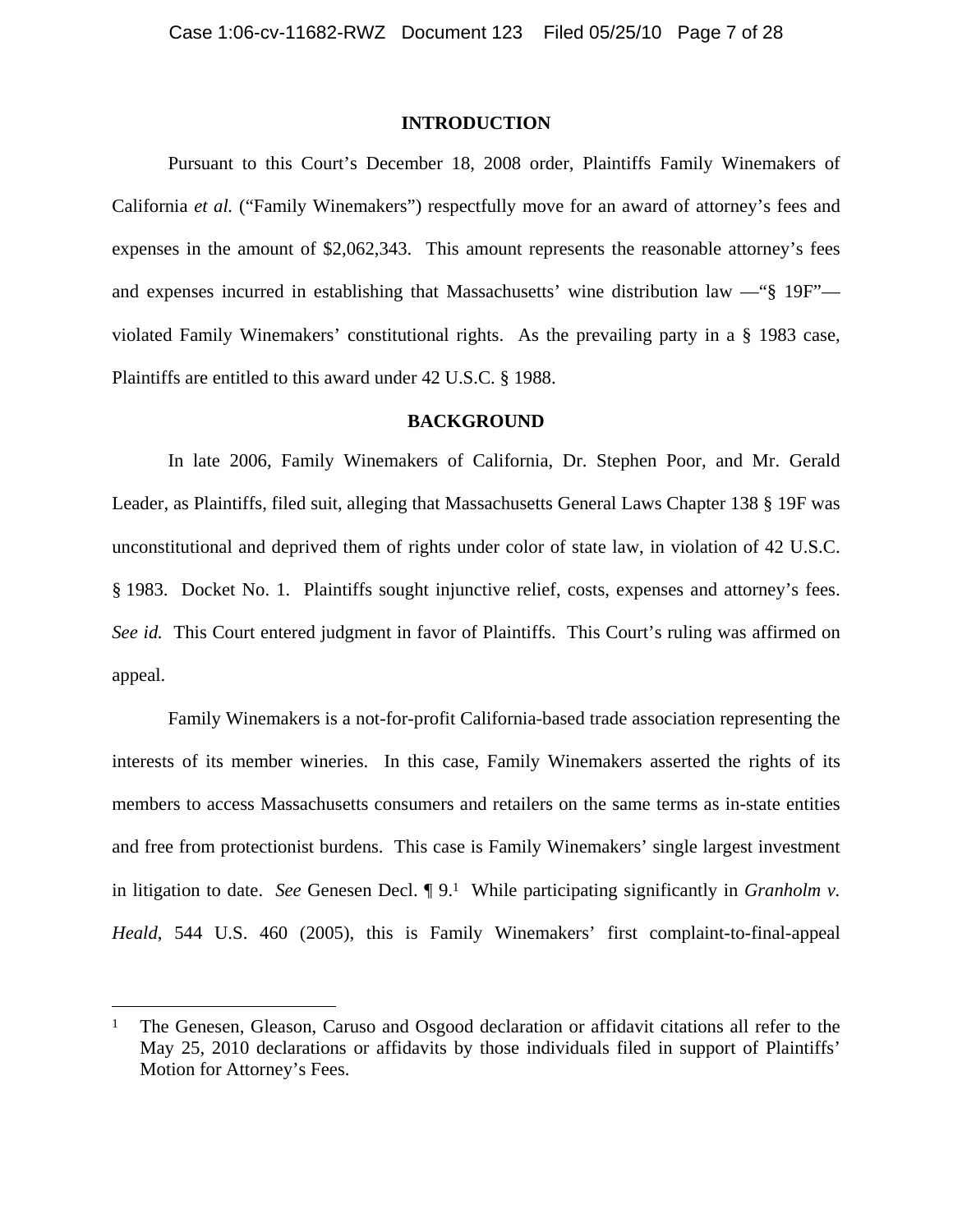## INTRODUCTION

Pursuant to this Court's December 18, 2008 order, Plaintiffs Family Winemakers of California *et al.* ("Family Winemakers") respectfully move for an award of attorney's fees and expenses in the amount of $2,062,343. This amount represents the reasonable attorney's fees and expenses incurred in establishing that Massachusetts' wine distribution law —"§ 19F"— violated Family Winemakers' constitutional rights. As the prevailing party in a § 1983 case, Plaintiffs are entitled to this award under 42 U.S.C. § 1988.

## BACKGROUND

In late 2006, Family Winemakers of California, Dr. Stephen Poor, and Mr. Gerald Leader, as Plaintiffs, filed suit, alleging that Massachusetts General Laws Chapter 138 § 19F was unconstitutional and deprived them of rights under color of state law, in violation of 42 U.S.C. § 1983. Docket No. 1. Plaintiffs sought injunctive relief, costs, expenses and attorney's fees. *See id.* This Court entered judgment in favor of Plaintiffs. This Court's ruling was affirmed on appeal.

Family Winemakers is a not-for-profit California-based trade association representing the interests of its member wineries. In this case, Family Winemakers asserted the rights of its members to access Massachusetts consumers and retailers on the same terms as in-state entities and free from protectionist burdens. This case is Family Winemakers' single largest investment in litigation to date. *See* Genesen Decl. ¶ 9.[1] While participating significantly in *Granholm v. Heald*, 544 U.S. 460 (2005), this is Family Winemakers' first complaint-to-final-appeal

---

[1] The Genesen, Gleason, Caruso and Osgood declaration or affidavit citations all refer to the May 25, 2010 declarations or affidavits by those individuals filed in support of Plaintiffs' Motion for Attorney's Fees.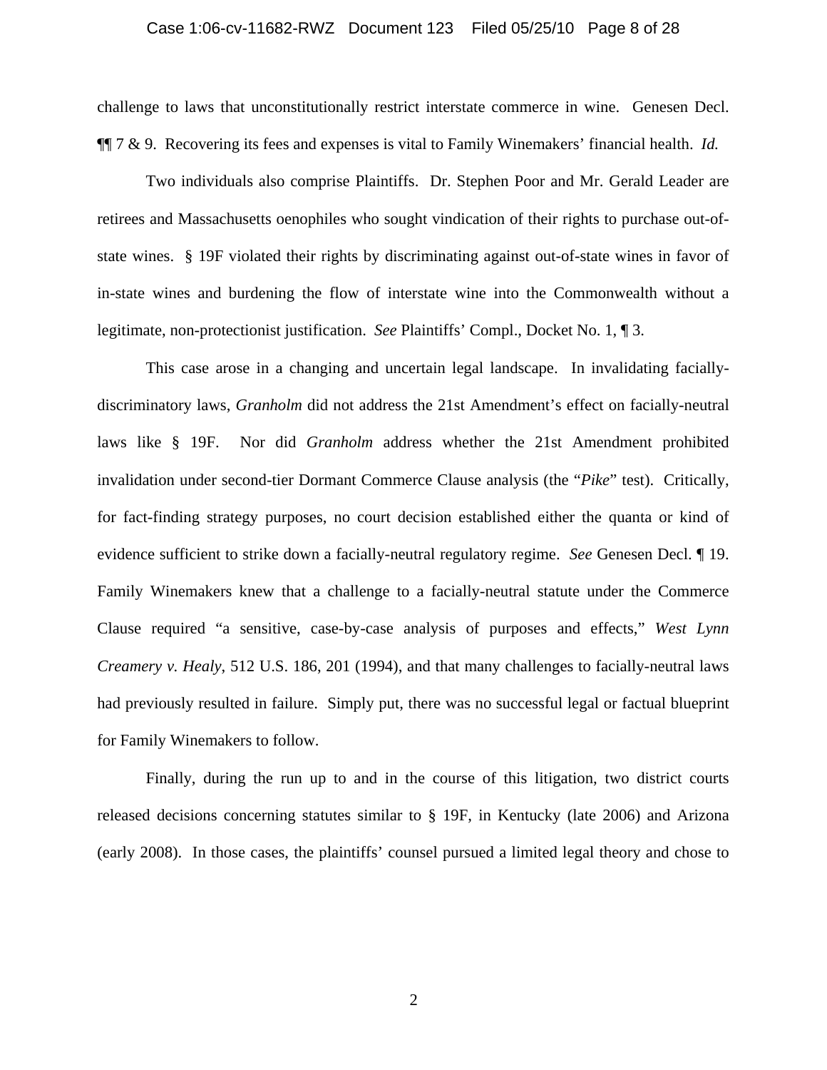challenge to laws that unconstitutionally restrict interstate commerce in wine. Genesen Decl. ¶¶ 7 & 9. Recovering its fees and expenses is vital to Family Winemakers' financial health. *Id.*

Two individuals also comprise Plaintiffs. Dr. Stephen Poor and Mr. Gerald Leader are retirees and Massachusetts oenophiles who sought vindication of their rights to purchase out-of-state wines. § 19F violated their rights by discriminating against out-of-state wines in favor of in-state wines and burdening the flow of interstate wine into the Commonwealth without a legitimate, non-protectionist justification. *See* Plaintiffs' Compl., Docket No. 1, ¶ 3.

This case arose in a changing and uncertain legal landscape. In invalidating facially-discriminatory laws, *Granholm* did not address the 21st Amendment's effect on facially-neutral laws like § 19F. Nor did *Granholm* address whether the 21st Amendment prohibited invalidation under second-tier Dormant Commerce Clause analysis (the "*Pike*" test). Critically, for fact-finding strategy purposes, no court decision established either the quanta or kind of evidence sufficient to strike down a facially-neutral regulatory regime. *See* Genesen Decl. ¶ 19. Family Winemakers knew that a challenge to a facially-neutral statute under the Commerce Clause required "a sensitive, case-by-case analysis of purposes and effects," *West Lynn Creamery v. Healy*, 512 U.S. 186, 201 (1994), and that many challenges to facially-neutral laws had previously resulted in failure. Simply put, there was no successful legal or factual blueprint for Family Winemakers to follow.

Finally, during the run up to and in the course of this litigation, two district courts released decisions concerning statutes similar to § 19F, in Kentucky (late 2006) and Arizona (early 2008). In those cases, the plaintiffs' counsel pursued a limited legal theory and chose to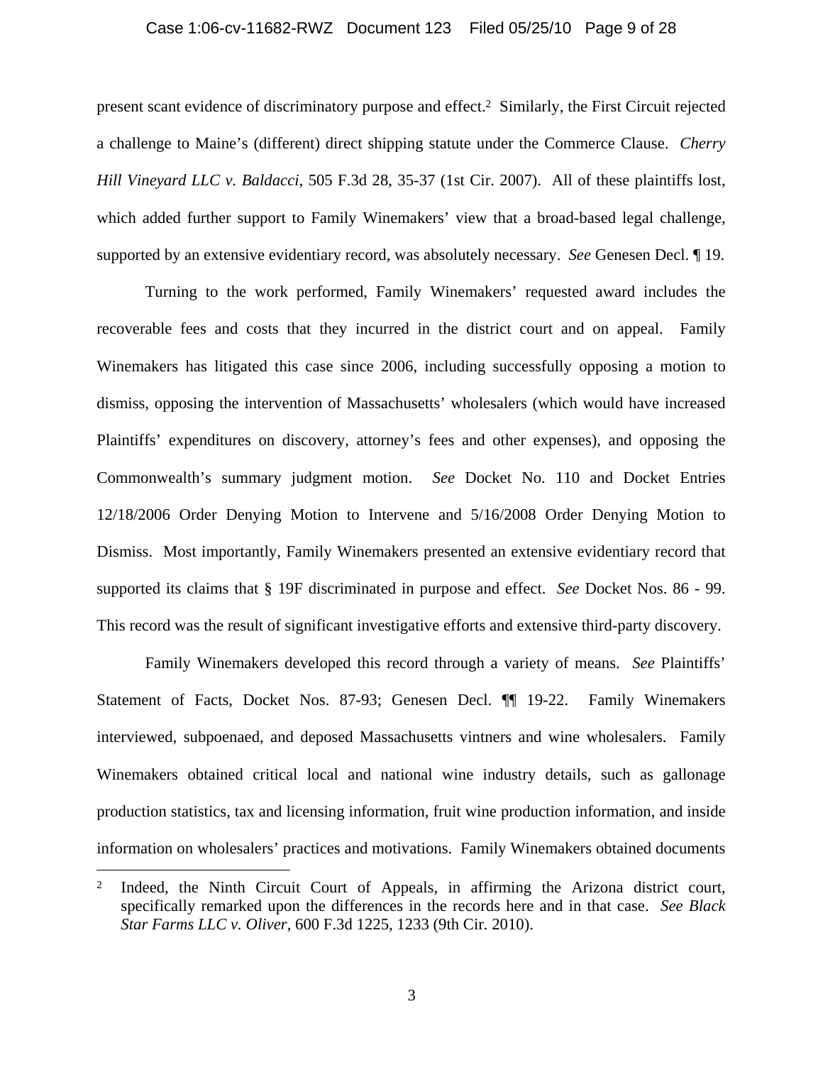present scant evidence of discriminatory purpose and effect.[2] Similarly, the First Circuit rejected a challenge to Maine's (different) direct shipping statute under the Commerce Clause. *Cherry Hill Vineyard LLC v. Baldacci*, 505 F.3d 28, 35-37 (1st Cir. 2007). All of these plaintiffs lost, which added further support to Family Winemakers' view that a broad-based legal challenge, supported by an extensive evidentiary record, was absolutely necessary. *See* Genesen Decl. ¶ 19.

Turning to the work performed, Family Winemakers' requested award includes the recoverable fees and costs that they incurred in the district court and on appeal. Family Winemakers has litigated this case since 2006, including successfully opposing a motion to dismiss, opposing the intervention of Massachusetts' wholesalers (which would have increased Plaintiffs' expenditures on discovery, attorney's fees and other expenses), and opposing the Commonwealth's summary judgment motion. *See* Docket No. 110 and Docket Entries 12/18/2006 Order Denying Motion to Intervene and 5/16/2008 Order Denying Motion to Dismiss. Most importantly, Family Winemakers presented an extensive evidentiary record that supported its claims that § 19F discriminated in purpose and effect. *See* Docket Nos. 86 - 99. This record was the result of significant investigative efforts and extensive third-party discovery.

Family Winemakers developed this record through a variety of means. *See* Plaintiffs' Statement of Facts, Docket Nos. 87-93; Genesen Decl. ¶¶ 19-22. Family Winemakers interviewed, subpoenaed, and deposed Massachusetts vintners and wine wholesalers. Family Winemakers obtained critical local and national wine industry details, such as gallonage production statistics, tax and licensing information, fruit wine production information, and inside information on wholesalers' practices and motivations. Family Winemakers obtained documents

---

[2] Indeed, the Ninth Circuit Court of Appeals, in affirming the Arizona district court, specifically remarked upon the differences in the records here and in that case. *See Black Star Farms LLC v. Oliver*, 600 F.3d 1225, 1233 (9th Cir. 2010).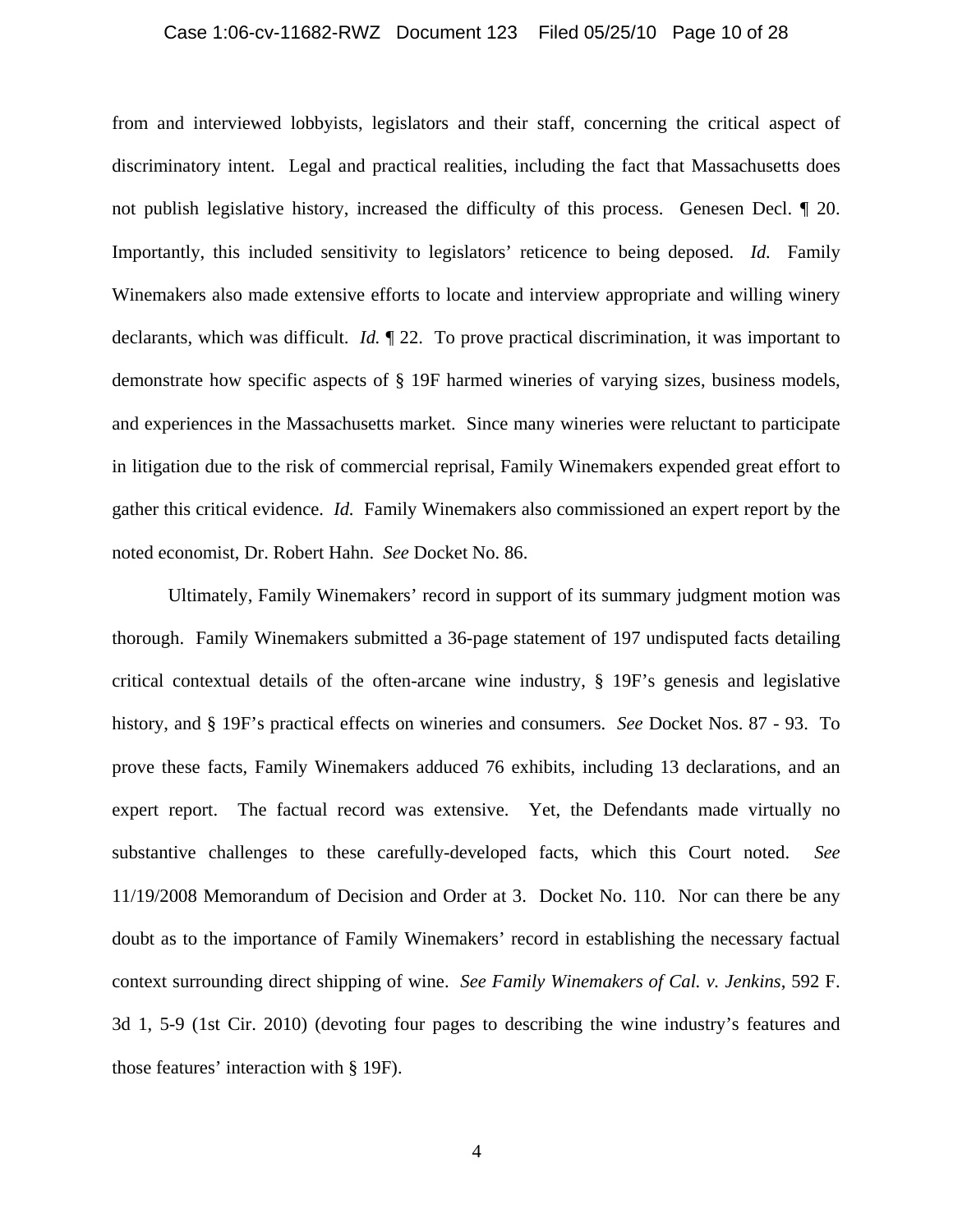from and interviewed lobbyists, legislators and their staff, concerning the critical aspect of discriminatory intent. Legal and practical realities, including the fact that Massachusetts does not publish legislative history, increased the difficulty of this process. Genesen Decl. ¶ 20. Importantly, this included sensitivity to legislators' reticence to being deposed. *Id.* Family Winemakers also made extensive efforts to locate and interview appropriate and willing winery declarants, which was difficult. *Id.* ¶ 22. To prove practical discrimination, it was important to demonstrate how specific aspects of § 19F harmed wineries of varying sizes, business models, and experiences in the Massachusetts market. Since many wineries were reluctant to participate in litigation due to the risk of commercial reprisal, Family Winemakers expended great effort to gather this critical evidence. *Id.* Family Winemakers also commissioned an expert report by the noted economist, Dr. Robert Hahn. *See* Docket No. 86.

Ultimately, Family Winemakers' record in support of its summary judgment motion was thorough. Family Winemakers submitted a 36-page statement of 197 undisputed facts detailing critical contextual details of the often-arcane wine industry, § 19F's genesis and legislative history, and § 19F's practical effects on wineries and consumers. *See* Docket Nos. 87 - 93. To prove these facts, Family Winemakers adduced 76 exhibits, including 13 declarations, and an expert report. The factual record was extensive. Yet, the Defendants made virtually no substantive challenges to these carefully-developed facts, which this Court noted. *See* 11/19/2008 Memorandum of Decision and Order at 3. Docket No. 110. Nor can there be any doubt as to the importance of Family Winemakers' record in establishing the necessary factual context surrounding direct shipping of wine. *See Family Winemakers of Cal. v. Jenkins*, 592 F. 3d 1, 5-9 (1st Cir. 2010) (devoting four pages to describing the wine industry's features and those features' interaction with § 19F).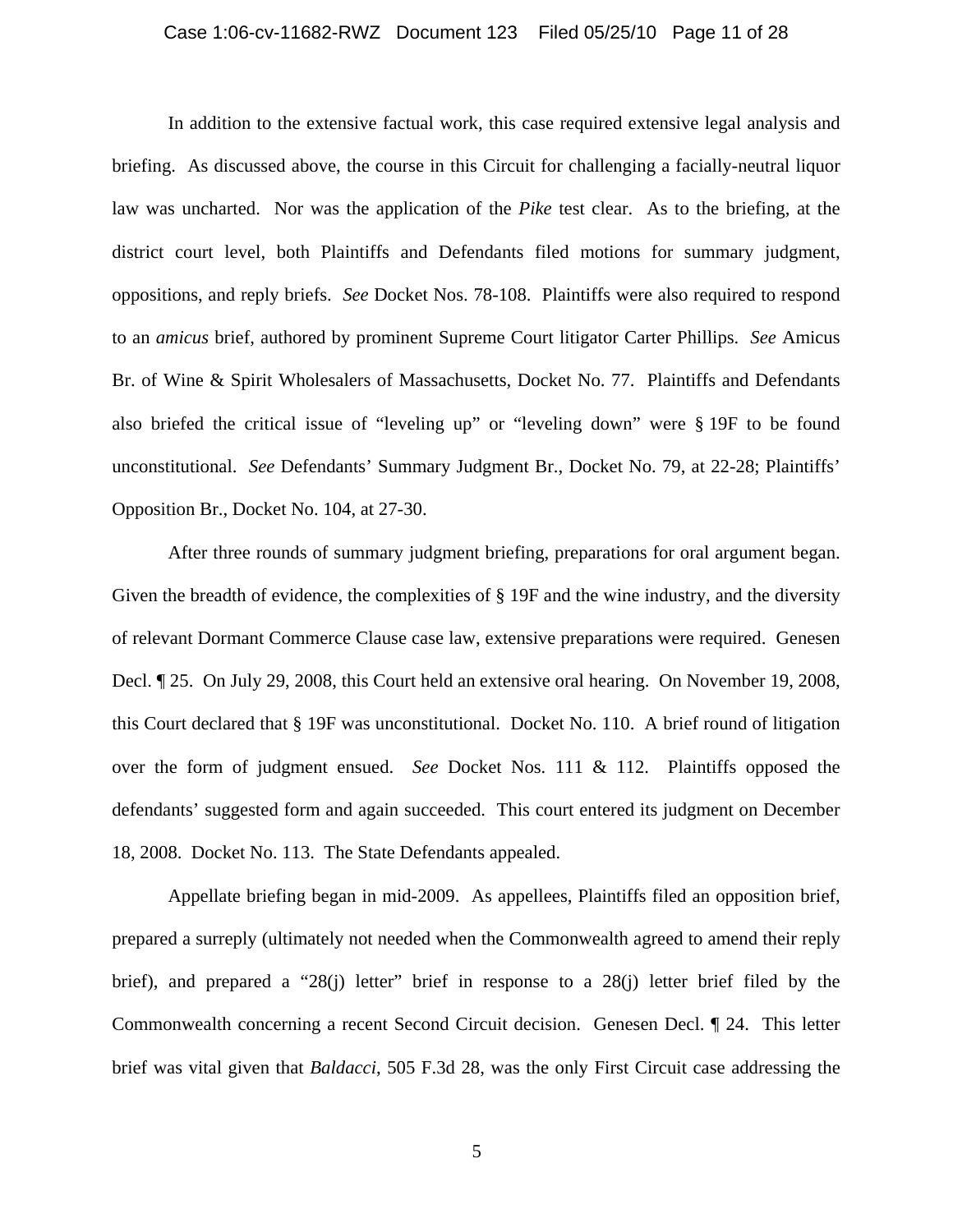In addition to the extensive factual work, this case required extensive legal analysis and briefing. As discussed above, the course in this Circuit for challenging a facially-neutral liquor law was uncharted. Nor was the application of the *Pike* test clear. As to the briefing, at the district court level, both Plaintiffs and Defendants filed motions for summary judgment, oppositions, and reply briefs. *See* Docket Nos. 78-108. Plaintiffs were also required to respond to an *amicus* brief, authored by prominent Supreme Court litigator Carter Phillips. *See* Amicus Br. of Wine & Spirit Wholesalers of Massachusetts, Docket No. 77. Plaintiffs and Defendants also briefed the critical issue of "leveling up" or "leveling down" were § 19F to be found unconstitutional. *See* Defendants' Summary Judgment Br., Docket No. 79, at 22-28; Plaintiffs' Opposition Br., Docket No. 104, at 27-30.

After three rounds of summary judgment briefing, preparations for oral argument began. Given the breadth of evidence, the complexities of § 19F and the wine industry, and the diversity of relevant Dormant Commerce Clause case law, extensive preparations were required. Genesen Decl. ¶ 25. On July 29, 2008, this Court held an extensive oral hearing. On November 19, 2008, this Court declared that § 19F was unconstitutional. Docket No. 110. A brief round of litigation over the form of judgment ensued. *See* Docket Nos. 111 & 112. Plaintiffs opposed the defendants' suggested form and again succeeded. This court entered its judgment on December 18, 2008. Docket No. 113. The State Defendants appealed.

Appellate briefing began in mid-2009. As appellees, Plaintiffs filed an opposition brief, prepared a surreply (ultimately not needed when the Commonwealth agreed to amend their reply brief), and prepared a "28(j) letter" brief in response to a 28(j) letter brief filed by the Commonwealth concerning a recent Second Circuit decision. Genesen Decl. ¶ 24. This letter brief was vital given that *Baldacci*, 505 F.3d 28, was the only First Circuit case addressing the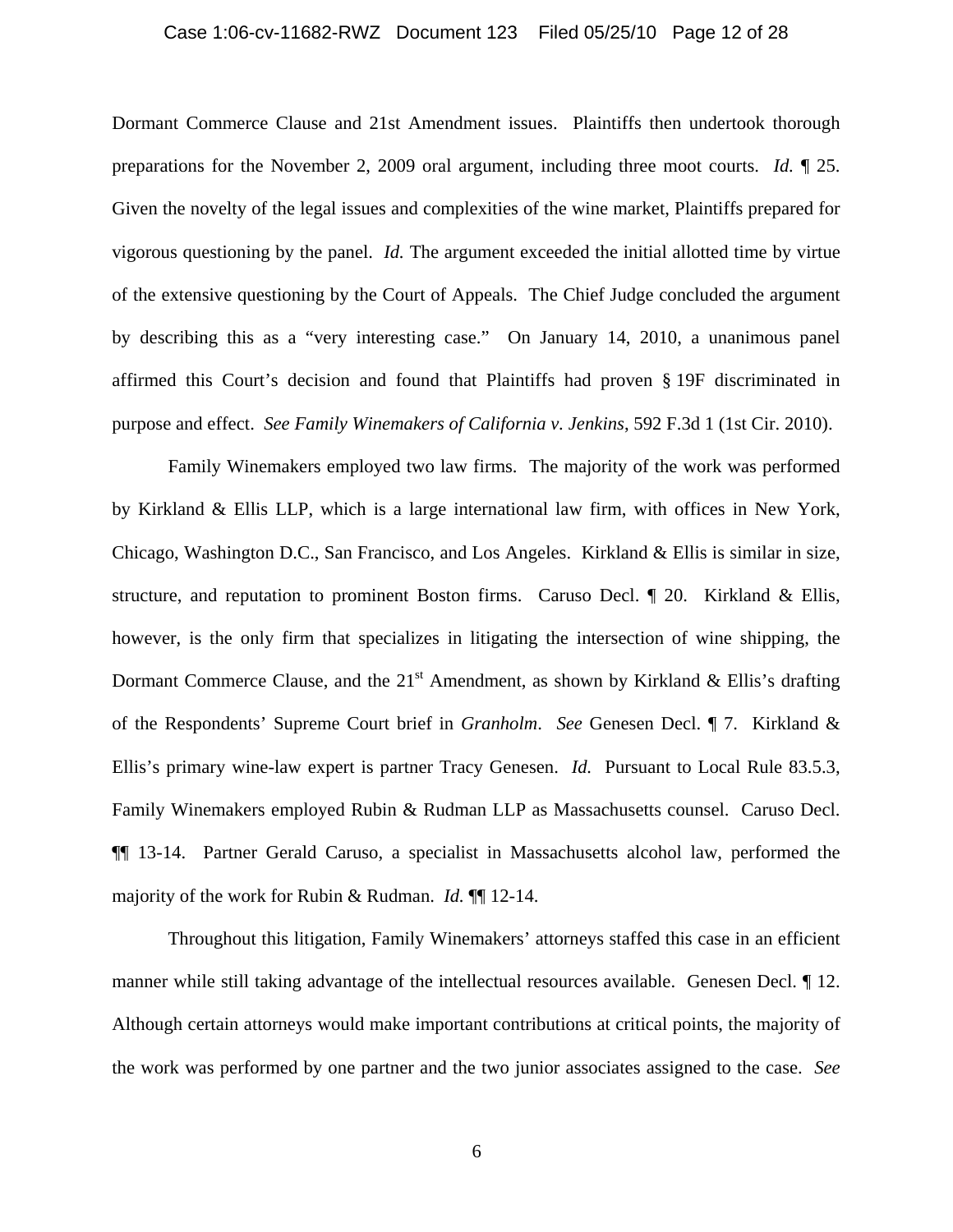Dormant Commerce Clause and 21st Amendment issues. Plaintiffs then undertook thorough preparations for the November 2, 2009 oral argument, including three moot courts. *Id.* ¶ 25. Given the novelty of the legal issues and complexities of the wine market, Plaintiffs prepared for vigorous questioning by the panel. *Id.* The argument exceeded the initial allotted time by virtue of the extensive questioning by the Court of Appeals. The Chief Judge concluded the argument by describing this as a "very interesting case." On January 14, 2010, a unanimous panel affirmed this Court's decision and found that Plaintiffs had proven § 19F discriminated in purpose and effect. *See Family Winemakers of California v. Jenkins*, 592 F.3d 1 (1st Cir. 2010).

Family Winemakers employed two law firms. The majority of the work was performed by Kirkland & Ellis LLP, which is a large international law firm, with offices in New York, Chicago, Washington D.C., San Francisco, and Los Angeles. Kirkland & Ellis is similar in size, structure, and reputation to prominent Boston firms. Caruso Decl. ¶ 20. Kirkland & Ellis, however, is the only firm that specializes in litigating the intersection of wine shipping, the Dormant Commerce Clause, and the 21st Amendment, as shown by Kirkland & Ellis's drafting of the Respondents' Supreme Court brief in *Granholm*. *See* Genesen Decl. ¶ 7. Kirkland & Ellis's primary wine-law expert is partner Tracy Genesen. *Id.* Pursuant to Local Rule 83.5.3, Family Winemakers employed Rubin & Rudman LLP as Massachusetts counsel. Caruso Decl. ¶¶ 13-14. Partner Gerald Caruso, a specialist in Massachusetts alcohol law, performed the majority of the work for Rubin & Rudman. *Id.* ¶¶ 12-14.

Throughout this litigation, Family Winemakers' attorneys staffed this case in an efficient manner while still taking advantage of the intellectual resources available. Genesen Decl. ¶ 12. Although certain attorneys would make important contributions at critical points, the majority of the work was performed by one partner and the two junior associates assigned to the case. *See*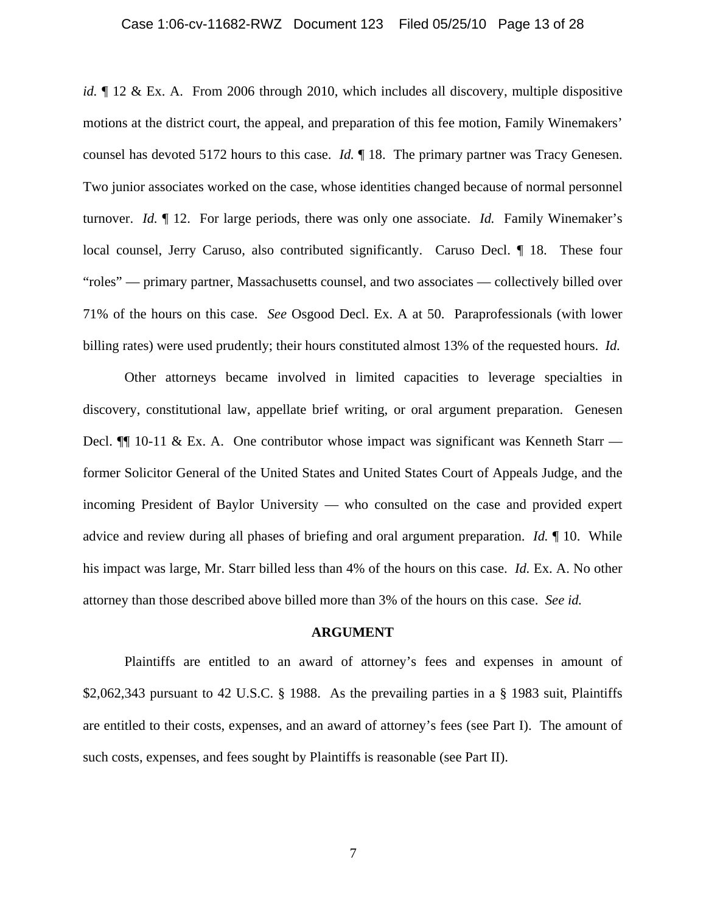*id.* ¶ 12 & Ex. A. From 2006 through 2010, which includes all discovery, multiple dispositive motions at the district court, the appeal, and preparation of this fee motion, Family Winemakers' counsel has devoted 5172 hours to this case. *Id.* ¶ 18. The primary partner was Tracy Genesen. Two junior associates worked on the case, whose identities changed because of normal personnel turnover. *Id.* ¶ 12. For large periods, there was only one associate. *Id.* Family Winemaker's local counsel, Jerry Caruso, also contributed significantly. Caruso Decl. ¶ 18. These four "roles" — primary partner, Massachusetts counsel, and two associates — collectively billed over 71% of the hours on this case. *See* Osgood Decl. Ex. A at 50. Paraprofessionals (with lower billing rates) were used prudently; their hours constituted almost 13% of the requested hours. *Id.*

Other attorneys became involved in limited capacities to leverage specialties in discovery, constitutional law, appellate brief writing, or oral argument preparation. Genesen Decl. ¶¶ 10-11 & Ex. A. One contributor whose impact was significant was Kenneth Starr — former Solicitor General of the United States and United States Court of Appeals Judge, and the incoming President of Baylor University — who consulted on the case and provided expert advice and review during all phases of briefing and oral argument preparation. *Id.* ¶ 10. While his impact was large, Mr. Starr billed less than 4% of the hours on this case. *Id.* Ex. A. No other attorney than those described above billed more than 3% of the hours on this case. *See id.*

## ARGUMENT

Plaintiffs are entitled to an award of attorney's fees and expenses in amount of $2,062,343 pursuant to 42 U.S.C. § 1988. As the prevailing parties in a § 1983 suit, Plaintiffs are entitled to their costs, expenses, and an award of attorney's fees (see Part I). The amount of such costs, expenses, and fees sought by Plaintiffs is reasonable (see Part II).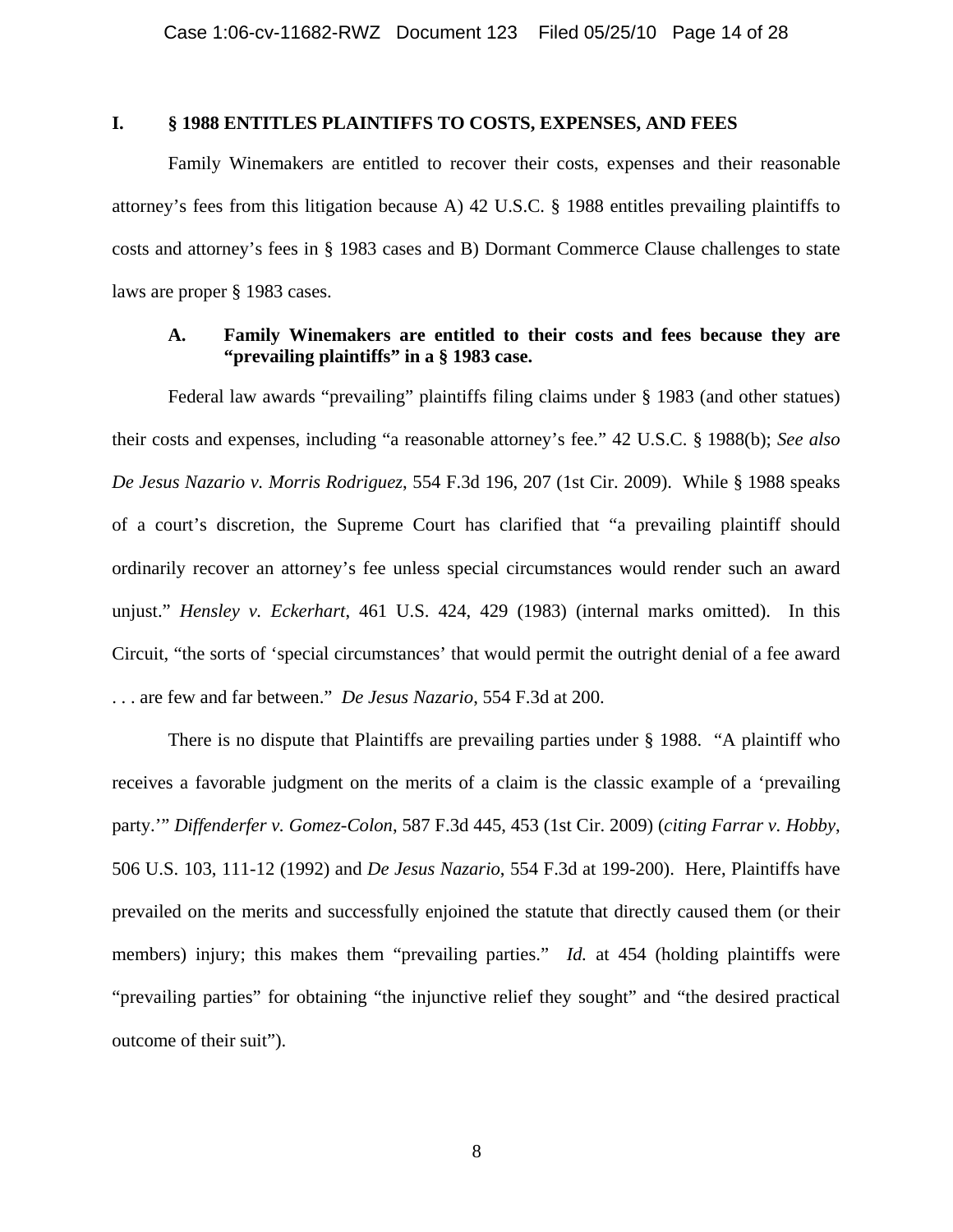## I. § 1988 ENTITLES PLAINTIFFS TO COSTS, EXPENSES, AND FEES

Family Winemakers are entitled to recover their costs, expenses and their reasonable attorney's fees from this litigation because A) 42 U.S.C. § 1988 entitles prevailing plaintiffs to costs and attorney's fees in § 1983 cases and B) Dormant Commerce Clause challenges to state laws are proper § 1983 cases.

### A. Family Winemakers are entitled to their costs and fees because they are "prevailing plaintiffs" in a § 1983 case.

Federal law awards "prevailing" plaintiffs filing claims under § 1983 (and other statues) their costs and expenses, including "a reasonable attorney's fee." 42 U.S.C. § 1988(b); *See also De Jesus Nazario v. Morris Rodriguez*, 554 F.3d 196, 207 (1st Cir. 2009). While § 1988 speaks of a court's discretion, the Supreme Court has clarified that "a prevailing plaintiff should ordinarily recover an attorney's fee unless special circumstances would render such an award unjust." *Hensley v. Eckerhart*, 461 U.S. 424, 429 (1983) (internal marks omitted). In this Circuit, "the sorts of 'special circumstances' that would permit the outright denial of a fee award . . . are few and far between." *De Jesus Nazario*, 554 F.3d at 200.

There is no dispute that Plaintiffs are prevailing parties under § 1988. "A plaintiff who receives a favorable judgment on the merits of a claim is the classic example of a 'prevailing party.'" *Diffenderfer v. Gomez-Colon*, 587 F.3d 445, 453 (1st Cir. 2009) (*citing Farrar v. Hobby*, 506 U.S. 103, 111-12 (1992) and *De Jesus Nazario*, 554 F.3d at 199-200). Here, Plaintiffs have prevailed on the merits and successfully enjoined the statute that directly caused them (or their members) injury; this makes them "prevailing parties." *Id.* at 454 (holding plaintiffs were "prevailing parties" for obtaining "the injunctive relief they sought" and "the desired practical outcome of their suit").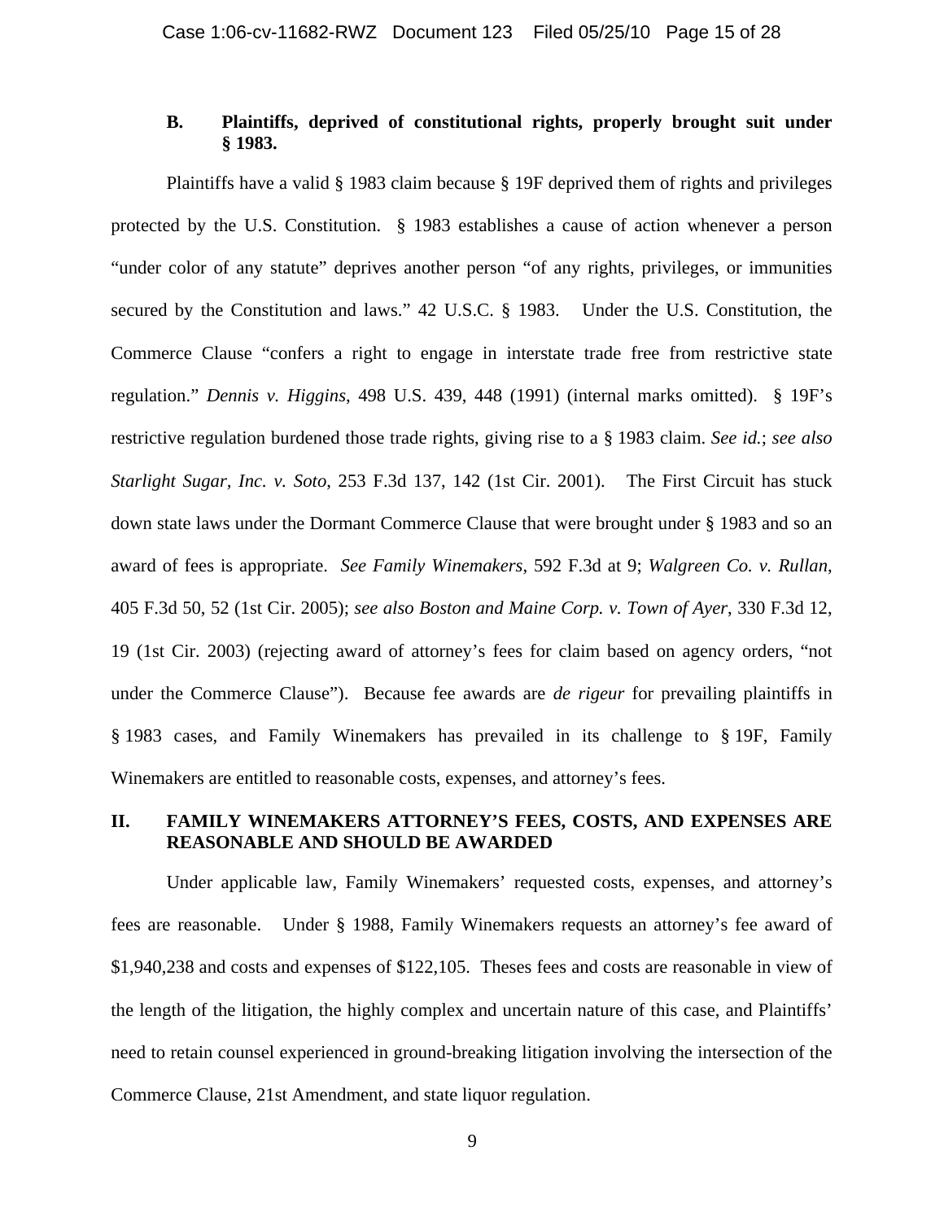### B. Plaintiffs, deprived of constitutional rights, properly brought suit under § 1983.

Plaintiffs have a valid § 1983 claim because § 19F deprived them of rights and privileges protected by the U.S. Constitution. § 1983 establishes a cause of action whenever a person "under color of any statute" deprives another person "of any rights, privileges, or immunities secured by the Constitution and laws." 42 U.S.C. § 1983. Under the U.S. Constitution, the Commerce Clause "confers a right to engage in interstate trade free from restrictive state regulation." *Dennis v. Higgins*, 498 U.S. 439, 448 (1991) (internal marks omitted). § 19F's restrictive regulation burdened those trade rights, giving rise to a § 1983 claim. *See id.*; *see also Starlight Sugar, Inc. v. Soto*, 253 F.3d 137, 142 (1st Cir. 2001). The First Circuit has stuck down state laws under the Dormant Commerce Clause that were brought under § 1983 and so an award of fees is appropriate. *See Family Winemakers*, 592 F.3d at 9; *Walgreen Co. v. Rullan*, 405 F.3d 50, 52 (1st Cir. 2005); *see also Boston and Maine Corp. v. Town of Ayer*, 330 F.3d 12, 19 (1st Cir. 2003) (rejecting award of attorney's fees for claim based on agency orders, "not under the Commerce Clause"). Because fee awards are *de rigeur* for prevailing plaintiffs in § 1983 cases, and Family Winemakers has prevailed in its challenge to § 19F, Family Winemakers are entitled to reasonable costs, expenses, and attorney's fees.

## II. FAMILY WINEMAKERS ATTORNEY'S FEES, COSTS, AND EXPENSES ARE REASONABLE AND SHOULD BE AWARDED

Under applicable law, Family Winemakers' requested costs, expenses, and attorney's fees are reasonable. Under § 1988, Family Winemakers requests an attorney's fee award of $1,940,238 and costs and expenses of $122,105. Theses fees and costs are reasonable in view of the length of the litigation, the highly complex and uncertain nature of this case, and Plaintiffs' need to retain counsel experienced in ground-breaking litigation involving the intersection of the Commerce Clause, 21st Amendment, and state liquor regulation.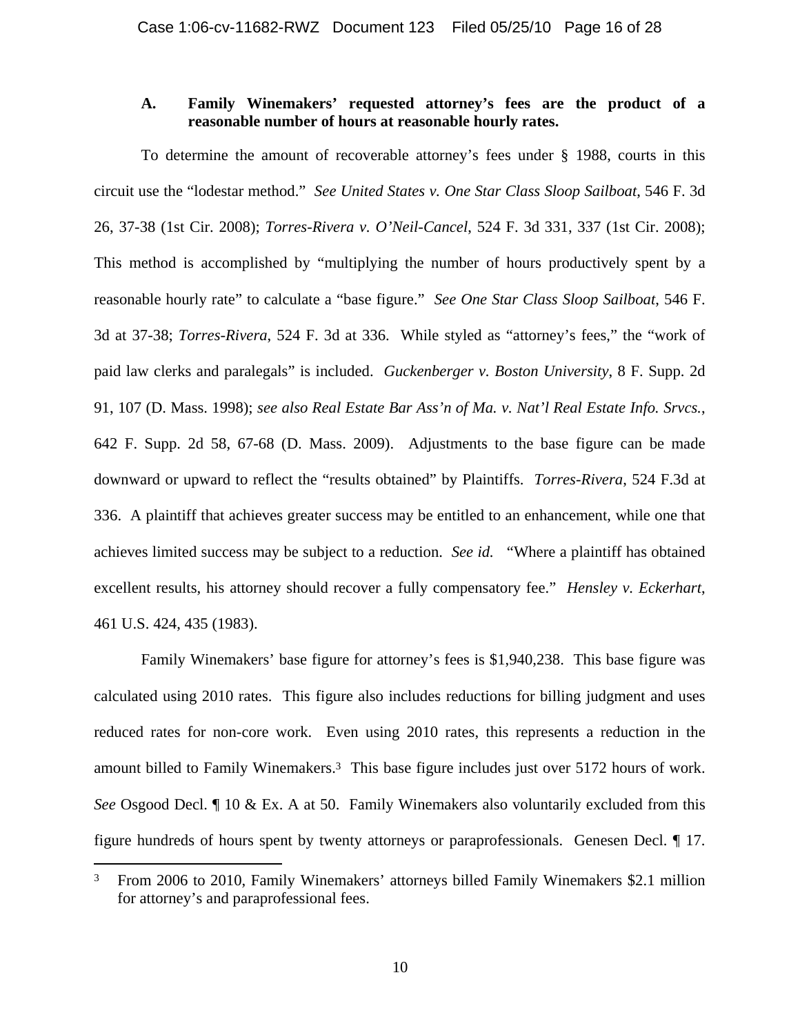### A. Family Winemakers' requested attorney's fees are the product of a reasonable number of hours at reasonable hourly rates.

To determine the amount of recoverable attorney's fees under § 1988, courts in this circuit use the "lodestar method." *See United States v. One Star Class Sloop Sailboat*, 546 F. 3d 26, 37-38 (1st Cir. 2008); *Torres-Rivera v. O'Neil-Cancel*, 524 F. 3d 331, 337 (1st Cir. 2008); This method is accomplished by "multiplying the number of hours productively spent by a reasonable hourly rate" to calculate a "base figure." *See One Star Class Sloop Sailboat*, 546 F. 3d at 37-38; *Torres-Rivera*, 524 F. 3d at 336. While styled as "attorney's fees," the "work of paid law clerks and paralegals" is included. *Guckenberger v. Boston University*, 8 F. Supp. 2d 91, 107 (D. Mass. 1998); *see also Real Estate Bar Ass'n of Ma. v. Nat'l Real Estate Info. Srvcs.*, 642 F. Supp. 2d 58, 67-68 (D. Mass. 2009). Adjustments to the base figure can be made downward or upward to reflect the "results obtained" by Plaintiffs. *Torres-Rivera*, 524 F.3d at 336. A plaintiff that achieves greater success may be entitled to an enhancement, while one that achieves limited success may be subject to a reduction. *See id.* "Where a plaintiff has obtained excellent results, his attorney should recover a fully compensatory fee." *Hensley v. Eckerhart*, 461 U.S. 424, 435 (1983).

Family Winemakers' base figure for attorney's fees is $1,940,238. This base figure was calculated using 2010 rates. This figure also includes reductions for billing judgment and uses reduced rates for non-core work. Even using 2010 rates, this represents a reduction in the amount billed to Family Winemakers.[3] This base figure includes just over 5172 hours of work. *See* Osgood Decl. ¶ 10 & Ex. A at 50. Family Winemakers also voluntarily excluded from this figure hundreds of hours spent by twenty attorneys or paraprofessionals. Genesen Decl. ¶ 17.

---

[3] From 2006 to 2010, Family Winemakers' attorneys billed Family Winemakers $2.1 million for attorney's and paraprofessional fees.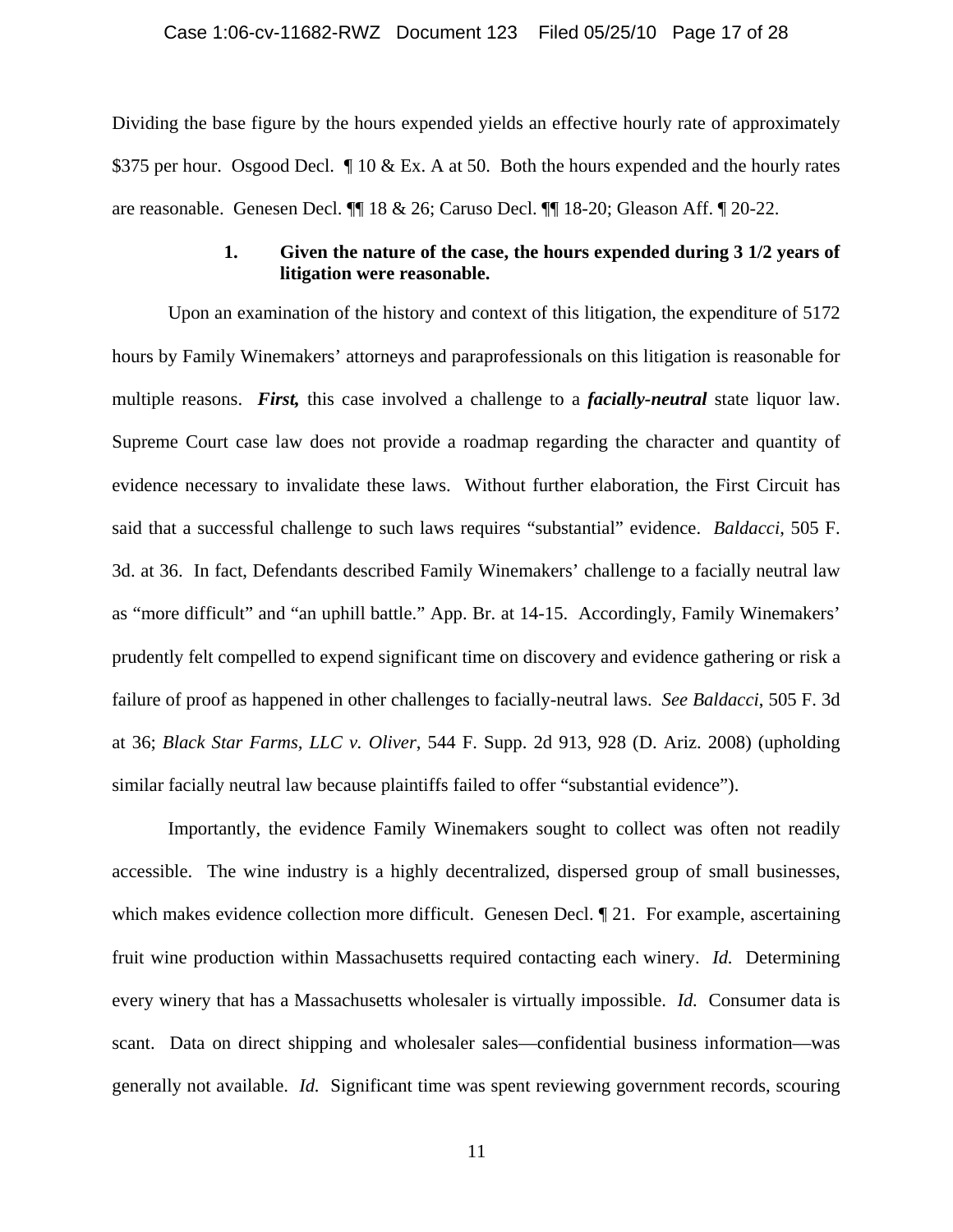Dividing the base figure by the hours expended yields an effective hourly rate of approximately $375 per hour. Osgood Decl. ¶ 10 & Ex. A at 50. Both the hours expended and the hourly rates are reasonable. Genesen Decl. ¶¶ 18 & 26; Caruso Decl. ¶¶ 18-20; Gleason Aff. ¶ 20-22.

### 1. Given the nature of the case, the hours expended during 3 1/2 years of litigation were reasonable.

Upon an examination of the history and context of this litigation, the expenditure of 5172 hours by Family Winemakers' attorneys and paraprofessionals on this litigation is reasonable for multiple reasons. ***First,*** this case involved a challenge to a ***facially-neutral*** state liquor law. Supreme Court case law does not provide a roadmap regarding the character and quantity of evidence necessary to invalidate these laws. Without further elaboration, the First Circuit has said that a successful challenge to such laws requires "substantial" evidence. *Baldacci*, 505 F. 3d. at 36. In fact, Defendants described Family Winemakers' challenge to a facially neutral law as "more difficult" and "an uphill battle." App. Br. at 14-15. Accordingly, Family Winemakers' prudently felt compelled to expend significant time on discovery and evidence gathering or risk a failure of proof as happened in other challenges to facially-neutral laws. *See Baldacci*, 505 F. 3d at 36; *Black Star Farms, LLC v. Oliver*, 544 F. Supp. 2d 913, 928 (D. Ariz. 2008) (upholding similar facially neutral law because plaintiffs failed to offer "substantial evidence").

Importantly, the evidence Family Winemakers sought to collect was often not readily accessible. The wine industry is a highly decentralized, dispersed group of small businesses, which makes evidence collection more difficult. Genesen Decl. ¶ 21. For example, ascertaining fruit wine production within Massachusetts required contacting each winery. *Id.* Determining every winery that has a Massachusetts wholesaler is virtually impossible. *Id.* Consumer data is scant. Data on direct shipping and wholesaler sales—confidential business information—was generally not available. *Id.* Significant time was spent reviewing government records, scouring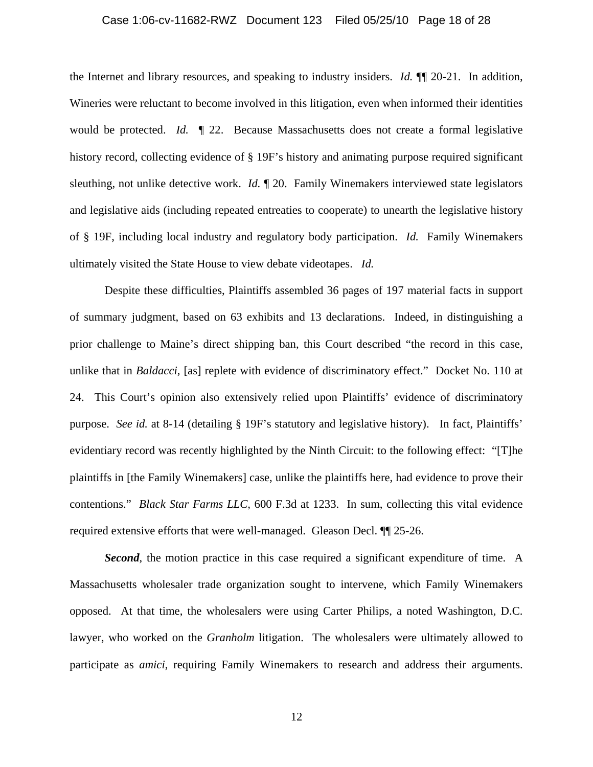the Internet and library resources, and speaking to industry insiders. *Id.* ¶¶ 20-21. In addition, Wineries were reluctant to become involved in this litigation, even when informed their identities would be protected. *Id.* ¶ 22. Because Massachusetts does not create a formal legislative history record, collecting evidence of § 19F's history and animating purpose required significant sleuthing, not unlike detective work. *Id.* ¶ 20. Family Winemakers interviewed state legislators and legislative aids (including repeated entreaties to cooperate) to unearth the legislative history of § 19F, including local industry and regulatory body participation. *Id.* Family Winemakers ultimately visited the State House to view debate videotapes. *Id.*

Despite these difficulties, Plaintiffs assembled 36 pages of 197 material facts in support of summary judgment, based on 63 exhibits and 13 declarations. Indeed, in distinguishing a prior challenge to Maine's direct shipping ban, this Court described "the record in this case, unlike that in *Baldacci*, [as] replete with evidence of discriminatory effect." Docket No. 110 at 24. This Court's opinion also extensively relied upon Plaintiffs' evidence of discriminatory purpose. *See id.* at 8-14 (detailing § 19F's statutory and legislative history). In fact, Plaintiffs' evidentiary record was recently highlighted by the Ninth Circuit: to the following effect: "[T]he plaintiffs in [the Family Winemakers] case, unlike the plaintiffs here, had evidence to prove their contentions." *Black Star Farms LLC*, 600 F.3d at 1233. In sum, collecting this vital evidence required extensive efforts that were well-managed. Gleason Decl. ¶¶ 25-26.

***Second***, the motion practice in this case required a significant expenditure of time. A Massachusetts wholesaler trade organization sought to intervene, which Family Winemakers opposed. At that time, the wholesalers were using Carter Philips, a noted Washington, D.C. lawyer, who worked on the *Granholm* litigation. The wholesalers were ultimately allowed to participate as *amici*, requiring Family Winemakers to research and address their arguments.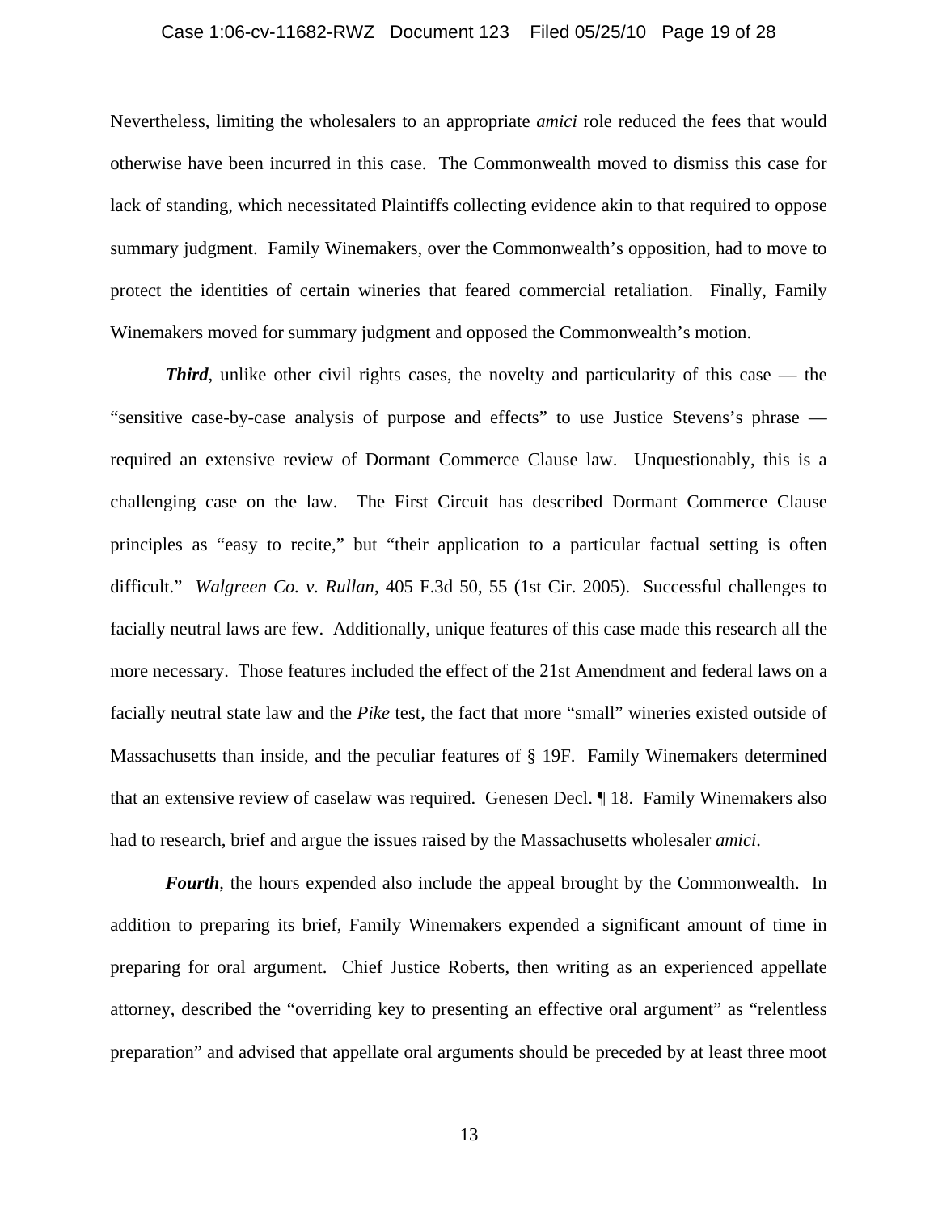Nevertheless, limiting the wholesalers to an appropriate *amici* role reduced the fees that would otherwise have been incurred in this case. The Commonwealth moved to dismiss this case for lack of standing, which necessitated Plaintiffs collecting evidence akin to that required to oppose summary judgment. Family Winemakers, over the Commonwealth's opposition, had to move to protect the identities of certain wineries that feared commercial retaliation. Finally, Family Winemakers moved for summary judgment and opposed the Commonwealth's motion.

***Third***, unlike other civil rights cases, the novelty and particularity of this case — the "sensitive case-by-case analysis of purpose and effects" to use Justice Stevens's phrase — required an extensive review of Dormant Commerce Clause law. Unquestionably, this is a challenging case on the law. The First Circuit has described Dormant Commerce Clause principles as "easy to recite," but "their application to a particular factual setting is often difficult." *Walgreen Co. v. Rullan*, 405 F.3d 50, 55 (1st Cir. 2005). Successful challenges to facially neutral laws are few. Additionally, unique features of this case made this research all the more necessary. Those features included the effect of the 21st Amendment and federal laws on a facially neutral state law and the *Pike* test, the fact that more "small" wineries existed outside of Massachusetts than inside, and the peculiar features of § 19F. Family Winemakers determined that an extensive review of caselaw was required. Genesen Decl. ¶ 18. Family Winemakers also had to research, brief and argue the issues raised by the Massachusetts wholesaler *amici*.

***Fourth***, the hours expended also include the appeal brought by the Commonwealth. In addition to preparing its brief, Family Winemakers expended a significant amount of time in preparing for oral argument. Chief Justice Roberts, then writing as an experienced appellate attorney, described the "overriding key to presenting an effective oral argument" as "relentless preparation" and advised that appellate oral arguments should be preceded by at least three moot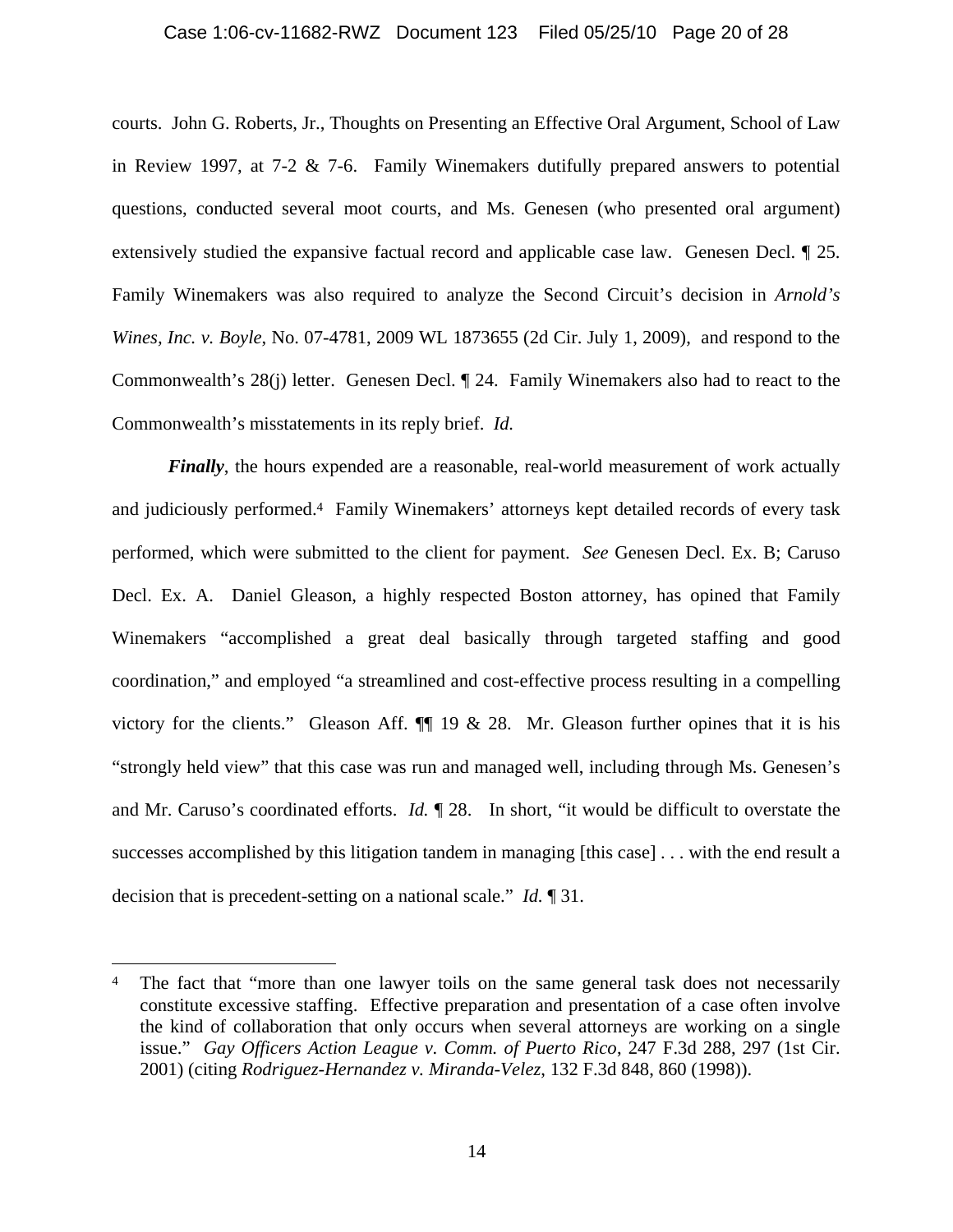courts. John G. Roberts, Jr., Thoughts on Presenting an Effective Oral Argument, School of Law in Review 1997, at 7-2 & 7-6. Family Winemakers dutifully prepared answers to potential questions, conducted several moot courts, and Ms. Genesen (who presented oral argument) extensively studied the expansive factual record and applicable case law. Genesen Decl. ¶ 25. Family Winemakers was also required to analyze the Second Circuit's decision in *Arnold's Wines, Inc. v. Boyle*, No. 07-4781, 2009 WL 1873655 (2d Cir. July 1, 2009), and respond to the Commonwealth's 28(j) letter. Genesen Decl. ¶ 24. Family Winemakers also had to react to the Commonwealth's misstatements in its reply brief. *Id.*

***Finally***, the hours expended are a reasonable, real-world measurement of work actually and judiciously performed.[4] Family Winemakers' attorneys kept detailed records of every task performed, which were submitted to the client for payment. *See* Genesen Decl. Ex. B; Caruso Decl. Ex. A. Daniel Gleason, a highly respected Boston attorney, has opined that Family Winemakers "accomplished a great deal basically through targeted staffing and good coordination," and employed "a streamlined and cost-effective process resulting in a compelling victory for the clients." Gleason Aff. ¶¶ 19 & 28. Mr. Gleason further opines that it is his "strongly held view" that this case was run and managed well, including through Ms. Genesen's and Mr. Caruso's coordinated efforts. *Id.* ¶ 28. In short, "it would be difficult to overstate the successes accomplished by this litigation tandem in managing [this case] . . . with the end result a decision that is precedent-setting on a national scale." *Id.* ¶ 31.

---

[4] The fact that "more than one lawyer toils on the same general task does not necessarily constitute excessive staffing. Effective preparation and presentation of a case often involve the kind of collaboration that only occurs when several attorneys are working on a single issue." *Gay Officers Action League v. Comm. of Puerto Rico*, 247 F.3d 288, 297 (1st Cir. 2001) (citing *Rodriguez-Hernandez v. Miranda-Velez*, 132 F.3d 848, 860 (1998)).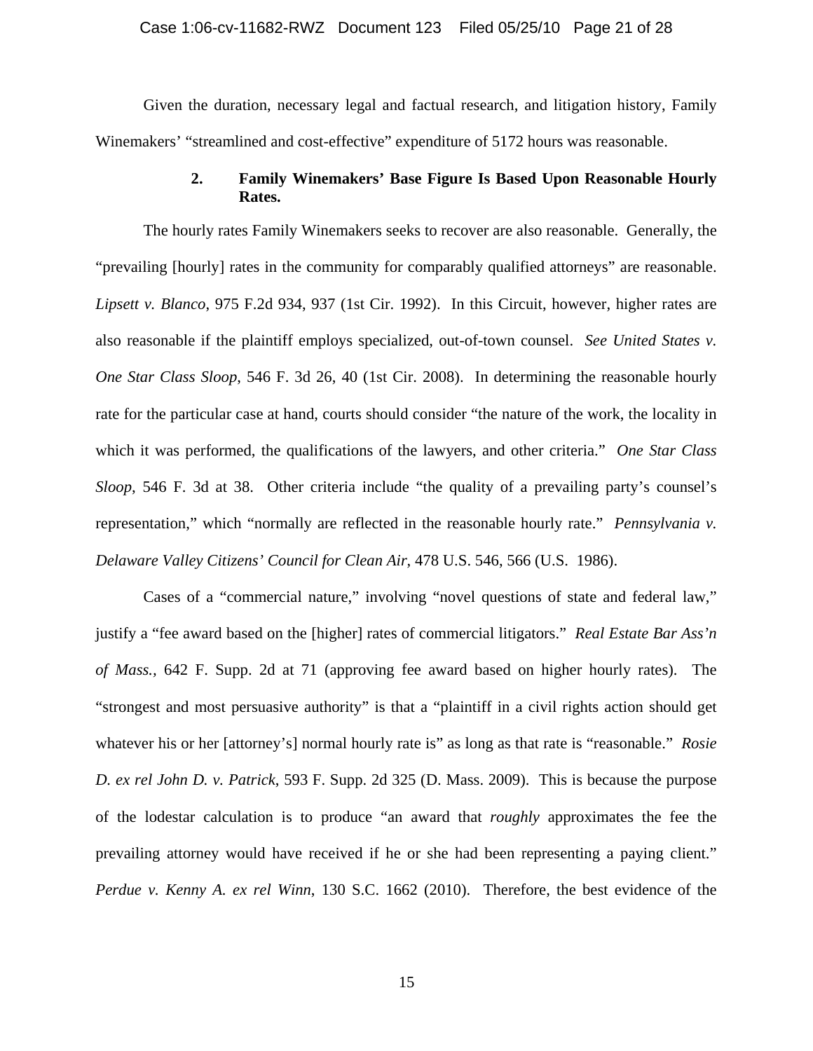Given the duration, necessary legal and factual research, and litigation history, Family Winemakers' "streamlined and cost-effective" expenditure of 5172 hours was reasonable.

### 2. Family Winemakers' Base Figure Is Based Upon Reasonable Hourly Rates.

The hourly rates Family Winemakers seeks to recover are also reasonable. Generally, the "prevailing [hourly] rates in the community for comparably qualified attorneys" are reasonable. *Lipsett v. Blanco*, 975 F.2d 934, 937 (1st Cir. 1992). In this Circuit, however, higher rates are also reasonable if the plaintiff employs specialized, out-of-town counsel. *See United States v. One Star Class Sloop*, 546 F. 3d 26, 40 (1st Cir. 2008). In determining the reasonable hourly rate for the particular case at hand, courts should consider "the nature of the work, the locality in which it was performed, the qualifications of the lawyers, and other criteria." *One Star Class Sloop*, 546 F. 3d at 38. Other criteria include "the quality of a prevailing party's counsel's representation," which "normally are reflected in the reasonable hourly rate." *Pennsylvania v. Delaware Valley Citizens' Council for Clean Air*, 478 U.S. 546, 566 (U.S. 1986).

Cases of a "commercial nature," involving "novel questions of state and federal law," justify a "fee award based on the [higher] rates of commercial litigators." *Real Estate Bar Ass'n of Mass.*, 642 F. Supp. 2d at 71 (approving fee award based on higher hourly rates). The "strongest and most persuasive authority" is that a "plaintiff in a civil rights action should get whatever his or her [attorney's] normal hourly rate is" as long as that rate is "reasonable." *Rosie D. ex rel John D. v. Patrick*, 593 F. Supp. 2d 325 (D. Mass. 2009). This is because the purpose of the lodestar calculation is to produce "an award that *roughly* approximates the fee the prevailing attorney would have received if he or she had been representing a paying client." *Perdue v. Kenny A. ex rel Winn*, 130 S.C. 1662 (2010). Therefore, the best evidence of the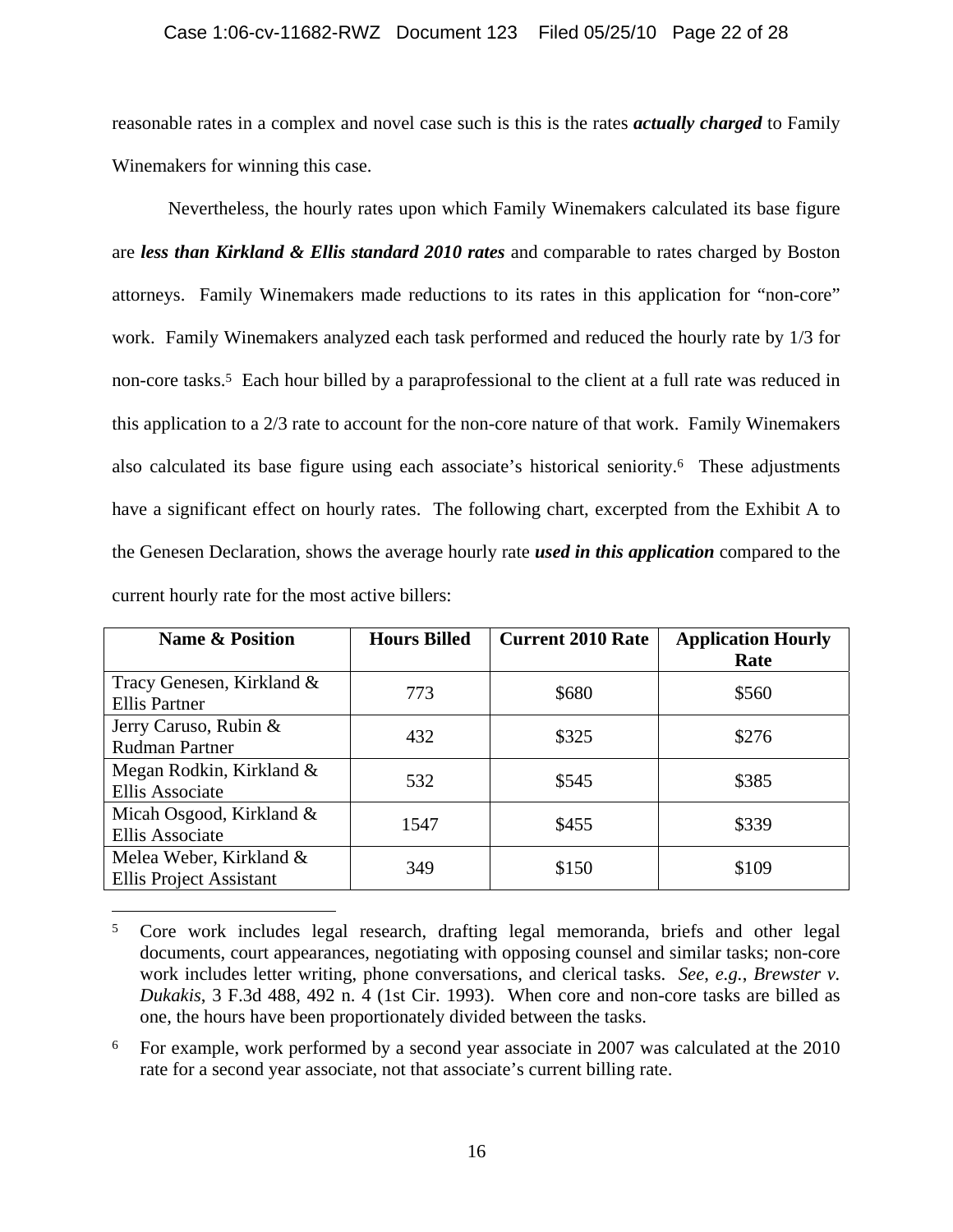reasonable rates in a complex and novel case such is this is the rates ***actually charged*** to Family Winemakers for winning this case.

Nevertheless, the hourly rates upon which Family Winemakers calculated its base figure are ***less than Kirkland & Ellis standard 2010 rates*** and comparable to rates charged by Boston attorneys. Family Winemakers made reductions to its rates in this application for "non-core" work. Family Winemakers analyzed each task performed and reduced the hourly rate by 1/3 for non-core tasks.[5] Each hour billed by a paraprofessional to the client at a full rate was reduced in this application to a 2/3 rate to account for the non-core nature of that work. Family Winemakers also calculated its base figure using each associate's historical seniority.[6] These adjustments have a significant effect on hourly rates. The following chart, excerpted from the Exhibit A to the Genesen Declaration, shows the average hourly rate ***used in this application*** compared to the current hourly rate for the most active billers:

| Name & Position | Hours Billed | Current 2010 Rate | Application Hourly Rate |
|---|---|---|---|
| Tracy Genesen, Kirkland & Ellis Partner | 773 | $680 | $560 |
| Jerry Caruso, Rubin & Rudman Partner | 432 | $325 | $276 |
| Megan Rodkin, Kirkland & Ellis Associate | 532 | $545 | $385 |
| Micah Osgood, Kirkland & Ellis Associate | 1547 | $455 | $339 |
| Melea Weber, Kirkland & Ellis Project Assistant | 349 | $150 | $109 |

---

[5] Core work includes legal research, drafting legal memoranda, briefs and other legal documents, court appearances, negotiating with opposing counsel and similar tasks; non-core work includes letter writing, phone conversations, and clerical tasks. *See*, *e.g.*, *Brewster v. Dukakis*, 3 F.3d 488, 492 n. 4 (1st Cir. 1993). When core and non-core tasks are billed as one, the hours have been proportionately divided between the tasks.

[6] For example, work performed by a second year associate in 2007 was calculated at the 2010 rate for a second year associate, not that associate's current billing rate.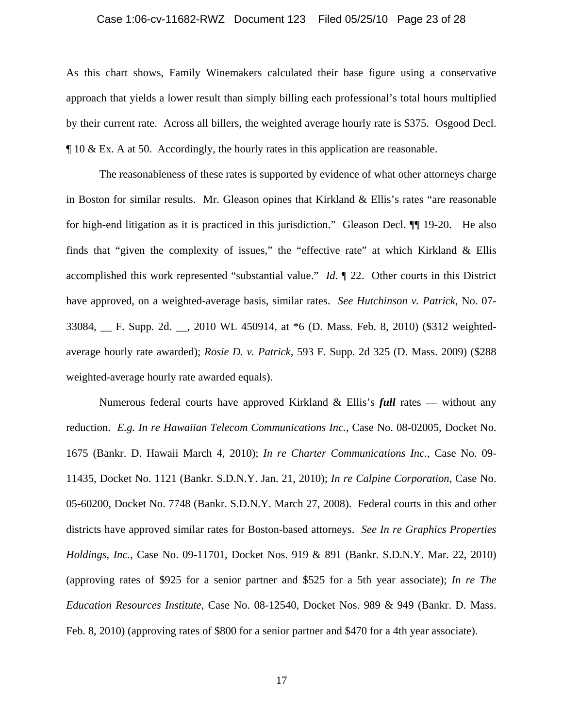As this chart shows, Family Winemakers calculated their base figure using a conservative approach that yields a lower result than simply billing each professional's total hours multiplied by their current rate. Across all billers, the weighted average hourly rate is $375. Osgood Decl. ¶ 10 & Ex. A at 50. Accordingly, the hourly rates in this application are reasonable.

The reasonableness of these rates is supported by evidence of what other attorneys charge in Boston for similar results. Mr. Gleason opines that Kirkland & Ellis's rates "are reasonable for high-end litigation as it is practiced in this jurisdiction." Gleason Decl. ¶¶ 19-20. He also finds that "given the complexity of issues," the "effective rate" at which Kirkland & Ellis accomplished this work represented "substantial value." *Id.* ¶ 22. Other courts in this District have approved, on a weighted-average basis, similar rates. *See Hutchinson v. Patrick*, No. 07-33084, __ F. Supp. 2d. __, 2010 WL 450914, at *6 (D. Mass. Feb. 8, 2010) ($312 weighted-average hourly rate awarded); *Rosie D. v. Patrick*, 593 F. Supp. 2d 325 (D. Mass. 2009) ($288 weighted-average hourly rate awarded equals).

Numerous federal courts have approved Kirkland & Ellis's ***full*** rates — without any reduction. *E.g. In re Hawaiian Telecom Communications Inc.*, Case No. 08-02005, Docket No. 1675 (Bankr. D. Hawaii March 4, 2010); *In re Charter Communications Inc.*, Case No. 09-11435, Docket No. 1121 (Bankr. S.D.N.Y. Jan. 21, 2010); *In re Calpine Corporation*, Case No. 05-60200, Docket No. 7748 (Bankr. S.D.N.Y. March 27, 2008). Federal courts in this and other districts have approved similar rates for Boston-based attorneys. *See In re Graphics Properties Holdings, Inc.*, Case No. 09-11701, Docket Nos. 919 & 891 (Bankr. S.D.N.Y. Mar. 22, 2010) (approving rates of $925 for a senior partner and $525 for a 5th year associate); *In re The Education Resources Institute*, Case No. 08-12540, Docket Nos. 989 & 949 (Bankr. D. Mass. Feb. 8, 2010) (approving rates of $800 for a senior partner and $470 for a 4th year associate).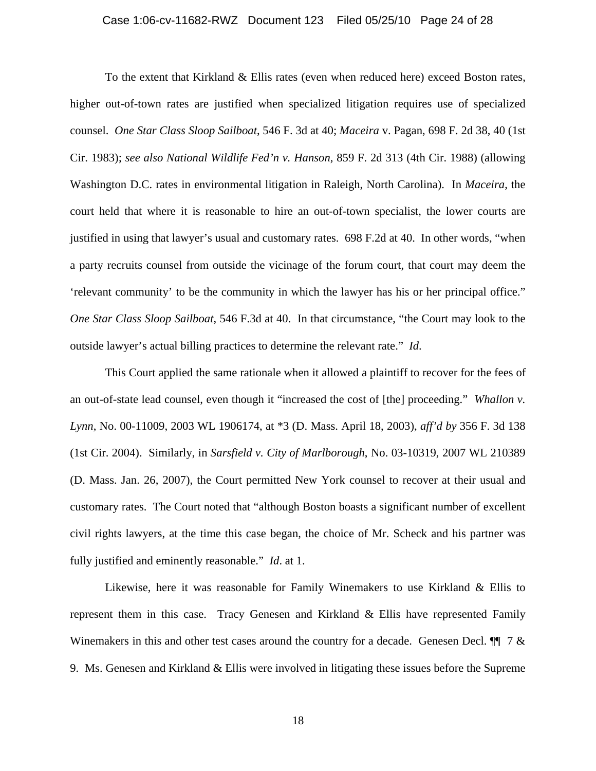To the extent that Kirkland & Ellis rates (even when reduced here) exceed Boston rates, higher out-of-town rates are justified when specialized litigation requires use of specialized counsel. *One Star Class Sloop Sailboat*, 546 F. 3d at 40; *Maceira* v. Pagan, 698 F. 2d 38, 40 (1st Cir. 1983); *see also National Wildlife Fed'n v. Hanson*, 859 F. 2d 313 (4th Cir. 1988) (allowing Washington D.C. rates in environmental litigation in Raleigh, North Carolina). In *Maceira*, the court held that where it is reasonable to hire an out-of-town specialist, the lower courts are justified in using that lawyer's usual and customary rates. 698 F.2d at 40. In other words, "when a party recruits counsel from outside the vicinage of the forum court, that court may deem the 'relevant community' to be the community in which the lawyer has his or her principal office." *One Star Class Sloop Sailboat*, 546 F.3d at 40. In that circumstance, "the Court may look to the outside lawyer's actual billing practices to determine the relevant rate." *Id*.

This Court applied the same rationale when it allowed a plaintiff to recover for the fees of an out-of-state lead counsel, even though it "increased the cost of [the] proceeding." *Whallon v. Lynn*, No. 00-11009, 2003 WL 1906174, at *3 (D. Mass. April 18, 2003), *aff'd by* 356 F. 3d 138 (1st Cir. 2004). Similarly, in *Sarsfield v. City of Marlborough*, No. 03-10319, 2007 WL 210389 (D. Mass. Jan. 26, 2007), the Court permitted New York counsel to recover at their usual and customary rates. The Court noted that "although Boston boasts a significant number of excellent civil rights lawyers, at the time this case began, the choice of Mr. Scheck and his partner was fully justified and eminently reasonable." *Id*. at 1.

Likewise, here it was reasonable for Family Winemakers to use Kirkland & Ellis to represent them in this case. Tracy Genesen and Kirkland & Ellis have represented Family Winemakers in this and other test cases around the country for a decade. Genesen Decl. ¶¶ 7 & 9. Ms. Genesen and Kirkland & Ellis were involved in litigating these issues before the Supreme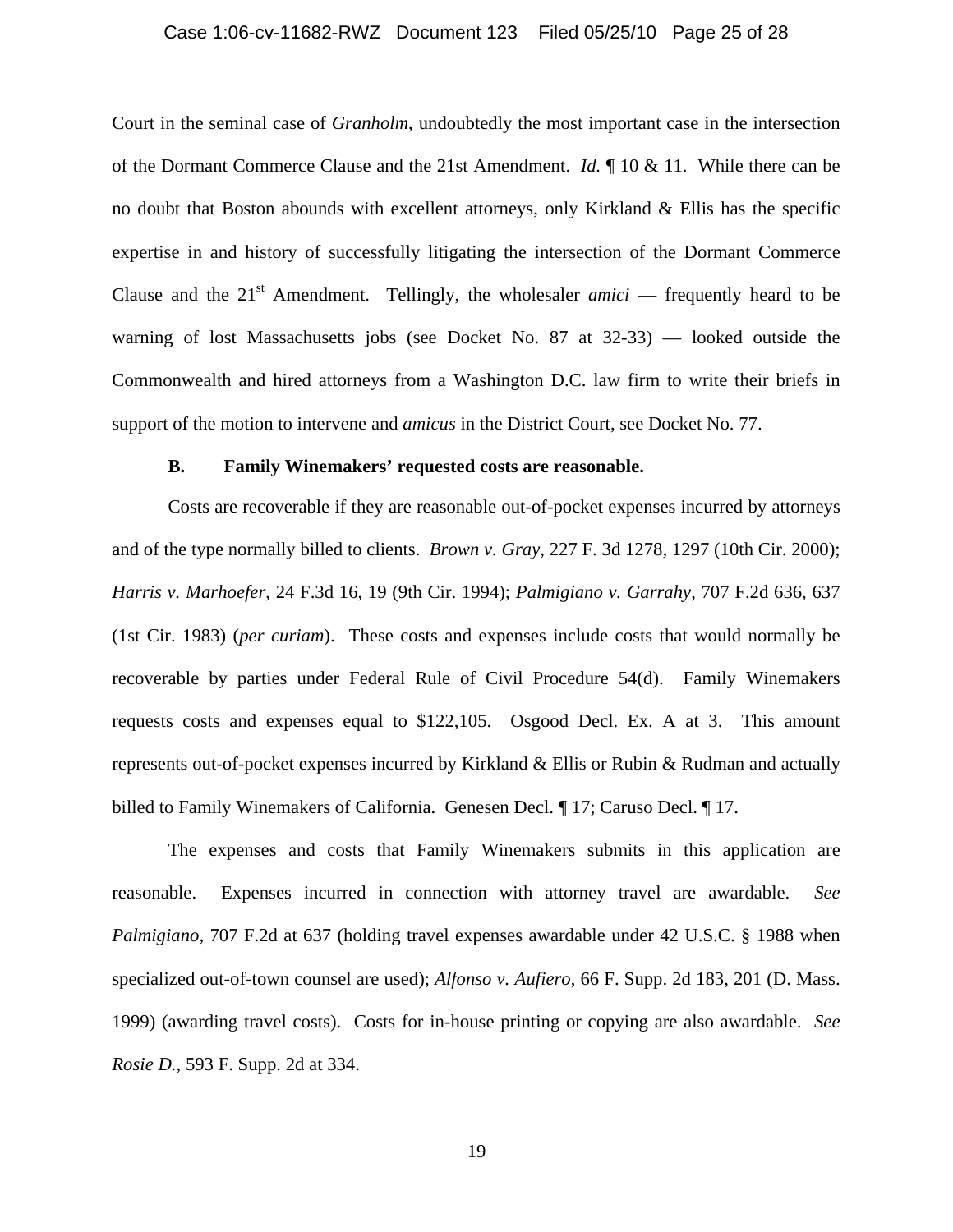Court in the seminal case of *Granholm*, undoubtedly the most important case in the intersection of the Dormant Commerce Clause and the 21st Amendment. *Id.* ¶ 10 & 11. While there can be no doubt that Boston abounds with excellent attorneys, only Kirkland & Ellis has the specific expertise in and history of successfully litigating the intersection of the Dormant Commerce Clause and the 21st Amendment. Tellingly, the wholesaler *amici* — frequently heard to be warning of lost Massachusetts jobs (see Docket No. 87 at 32-33) — looked outside the Commonwealth and hired attorneys from a Washington D.C. law firm to write their briefs in support of the motion to intervene and *amicus* in the District Court, see Docket No. 77.

### B. Family Winemakers' requested costs are reasonable.

Costs are recoverable if they are reasonable out-of-pocket expenses incurred by attorneys and of the type normally billed to clients. *Brown v. Gray*, 227 F. 3d 1278, 1297 (10th Cir. 2000); *Harris v. Marhoefer*, 24 F.3d 16, 19 (9th Cir. 1994); *Palmigiano v. Garrahy*, 707 F.2d 636, 637 (1st Cir. 1983) (*per curiam*). These costs and expenses include costs that would normally be recoverable by parties under Federal Rule of Civil Procedure 54(d). Family Winemakers requests costs and expenses equal to $122,105. Osgood Decl. Ex. A at 3. This amount represents out-of-pocket expenses incurred by Kirkland & Ellis or Rubin & Rudman and actually billed to Family Winemakers of California. Genesen Decl. ¶ 17; Caruso Decl. ¶ 17.

The expenses and costs that Family Winemakers submits in this application are reasonable. Expenses incurred in connection with attorney travel are awardable. *See Palmigiano*, 707 F.2d at 637 (holding travel expenses awardable under 42 U.S.C. § 1988 when specialized out-of-town counsel are used); *Alfonso v. Aufiero*, 66 F. Supp. 2d 183, 201 (D. Mass. 1999) (awarding travel costs). Costs for in-house printing or copying are also awardable. *See Rosie D.*, 593 F. Supp. 2d at 334.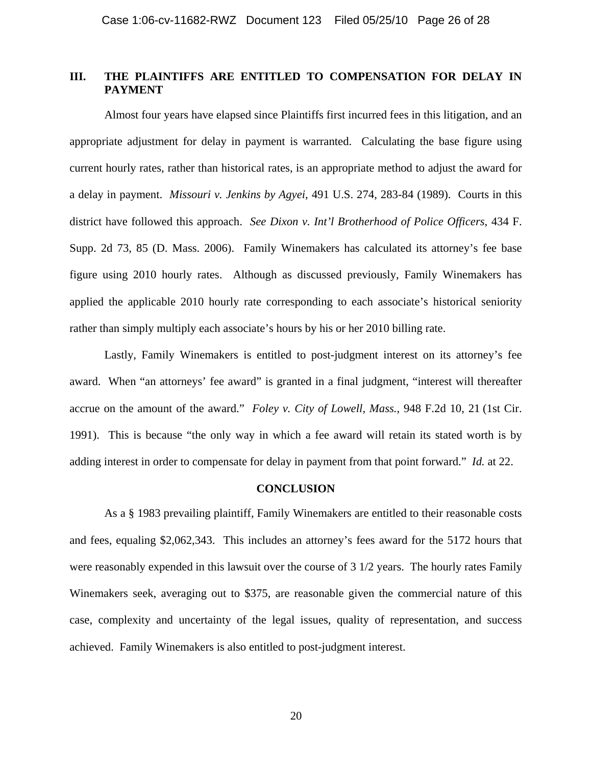## III. THE PLAINTIFFS ARE ENTITLED TO COMPENSATION FOR DELAY IN PAYMENT

Almost four years have elapsed since Plaintiffs first incurred fees in this litigation, and an appropriate adjustment for delay in payment is warranted. Calculating the base figure using current hourly rates, rather than historical rates, is an appropriate method to adjust the award for a delay in payment. *Missouri v. Jenkins by Agyei*, 491 U.S. 274, 283-84 (1989). Courts in this district have followed this approach. *See Dixon v. Int'l Brotherhood of Police Officers*, 434 F. Supp. 2d 73, 85 (D. Mass. 2006). Family Winemakers has calculated its attorney's fee base figure using 2010 hourly rates. Although as discussed previously, Family Winemakers has applied the applicable 2010 hourly rate corresponding to each associate's historical seniority rather than simply multiply each associate's hours by his or her 2010 billing rate.

Lastly, Family Winemakers is entitled to post-judgment interest on its attorney's fee award. When "an attorneys' fee award" is granted in a final judgment, "interest will thereafter accrue on the amount of the award." *Foley v. City of Lowell, Mass.*, 948 F.2d 10, 21 (1st Cir. 1991). This is because "the only way in which a fee award will retain its stated worth is by adding interest in order to compensate for delay in payment from that point forward." *Id.* at 22.

## CONCLUSION

As a § 1983 prevailing plaintiff, Family Winemakers are entitled to their reasonable costs and fees, equaling $2,062,343. This includes an attorney's fees award for the 5172 hours that were reasonably expended in this lawsuit over the course of 3 1/2 years. The hourly rates Family Winemakers seek, averaging out to $375, are reasonable given the commercial nature of this case, complexity and uncertainty of the legal issues, quality of representation, and success achieved. Family Winemakers is also entitled to post-judgment interest.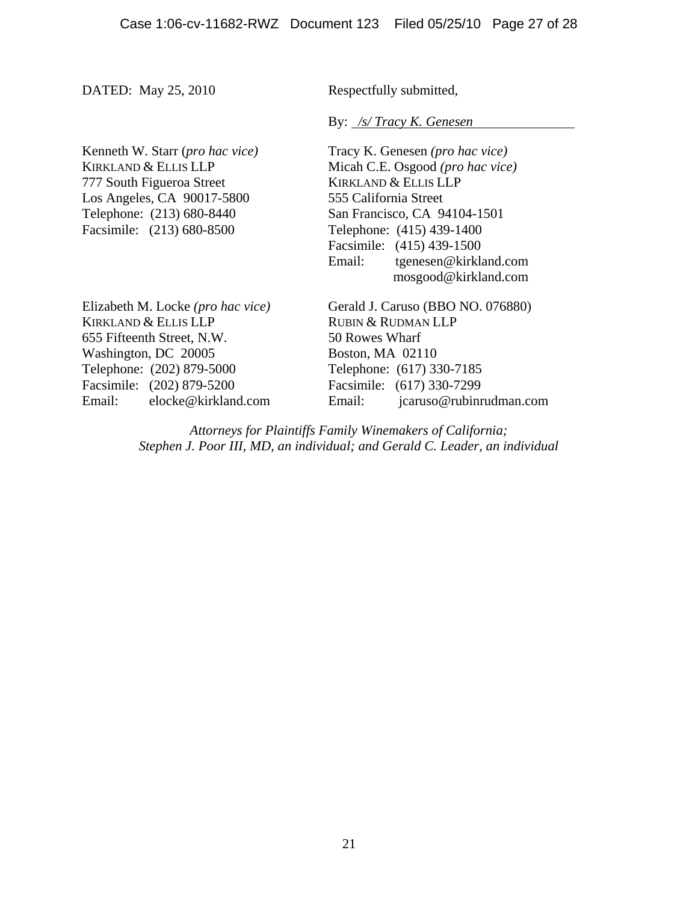DATED: May 25, 2010

Respectfully submitted,

By: */s/ Tracy K. Genesen*

Kenneth W. Starr (*pro hac vice)*
KIRKLAND & ELLIS LLP
777 South Figueroa Street
Los Angeles, CA 90017-5800
Telephone: (213) 680-8440
Facsimile: (213) 680-8500

Tracy K. Genesen *(pro hac vice)*
Micah C.E. Osgood *(pro hac vice)*
KIRKLAND & ELLIS LLP
555 California Street
San Francisco, CA 94104-1501
Telephone: (415) 439-1400
Facsimile: (415) 439-1500
Email: tgenesen@kirkland.com
mosgood@kirkland.com

Elizabeth M. Locke *(pro hac vice)*
KIRKLAND & ELLIS LLP
655 Fifteenth Street, N.W.
Washington, DC 20005
Telephone: (202) 879-5000
Facsimile: (202) 879-5200
Email: elocke@kirkland.com

Gerald J. Caruso (BBO NO. 076880)
RUBIN & RUDMAN LLP
50 Rowes Wharf
Boston, MA 02110
Telephone: (617) 330-7185
Facsimile: (617) 330-7299
Email: jcaruso@rubinrudman.com

*Attorneys for Plaintiffs Family Winemakers of California; Stephen J. Poor III, MD, an individual; and Gerald C. Leader, an individual*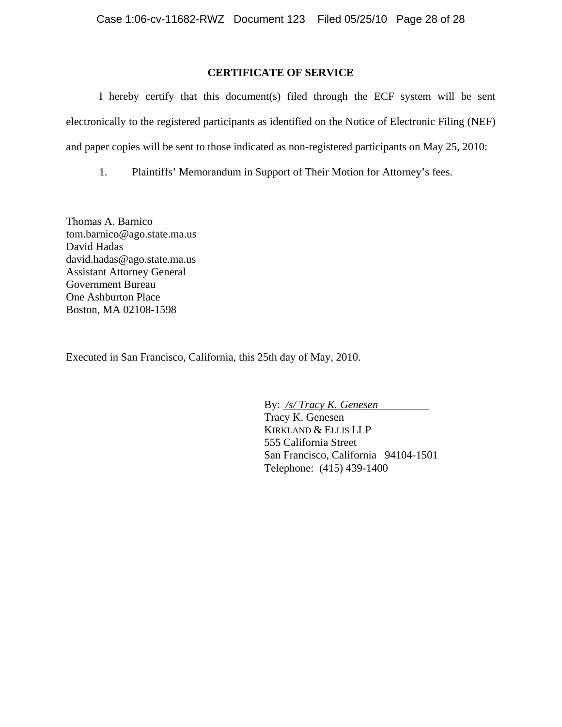## CERTIFICATE OF SERVICE

I hereby certify that this document(s) filed through the ECF system will be sent electronically to the registered participants as identified on the Notice of Electronic Filing (NEF) and paper copies will be sent to those indicated as non-registered participants on May 25, 2010:

1. Plaintiffs' Memorandum in Support of Their Motion for Attorney's fees.

Thomas A. Barnico
tom.barnico@ago.state.ma.us
David Hadas
david.hadas@ago.state.ma.us
Assistant Attorney General
Government Bureau
One Ashburton Place
Boston, MA 02108-1598

Executed in San Francisco, California, this 25th day of May, 2010.

By: */s/ Tracy K. Genesen*
Tracy K. Genesen
KIRKLAND & ELLIS LLP
555 California Street
San Francisco, California 94104-1501
Telephone: (415) 439-1400